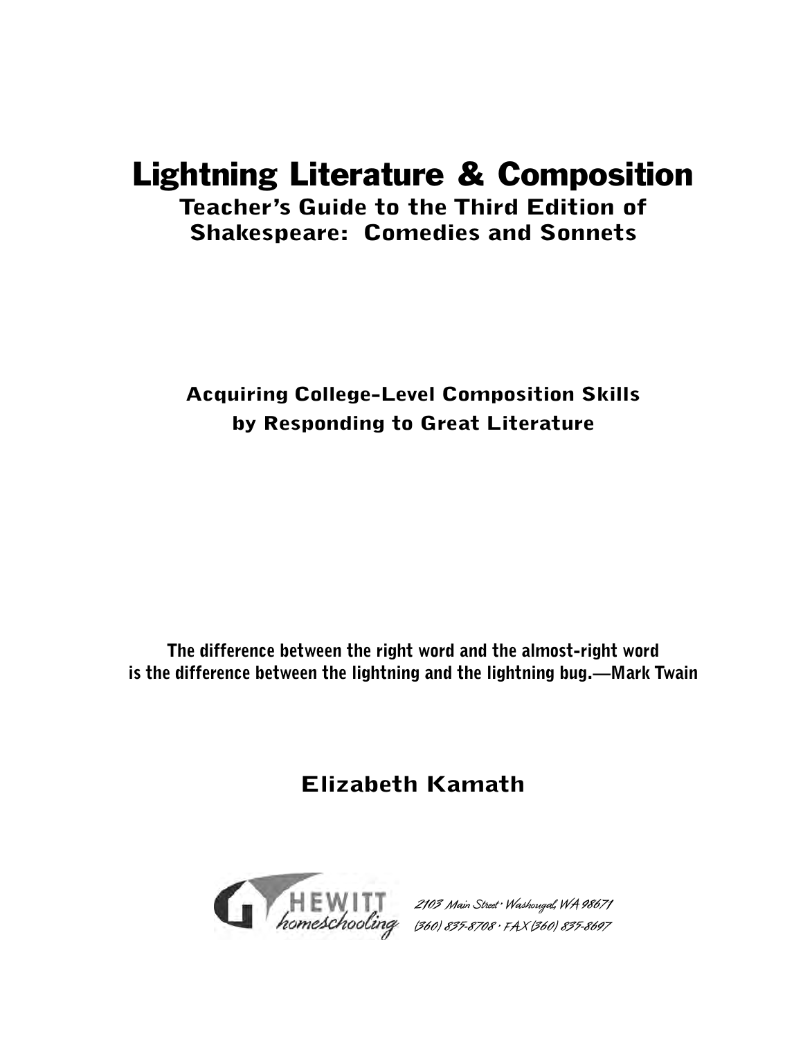# Lightning Literature & Composition

## Teacher's Guide to the Third Edition of Shakespeare: Comedies and Sonnets

### Acquiring College-Level Composition Skills by Responding to Great Literature

**The difference between the right word and the almost-right word is the difference between the lightning and the lightning bug.—Mark Twain**

### Elizabeth Kamath

HEWITT homeschooling

*2103 Main Street · Washougal, WA 98671*
*(360) 835-8708 · FAX (360) 835-8697*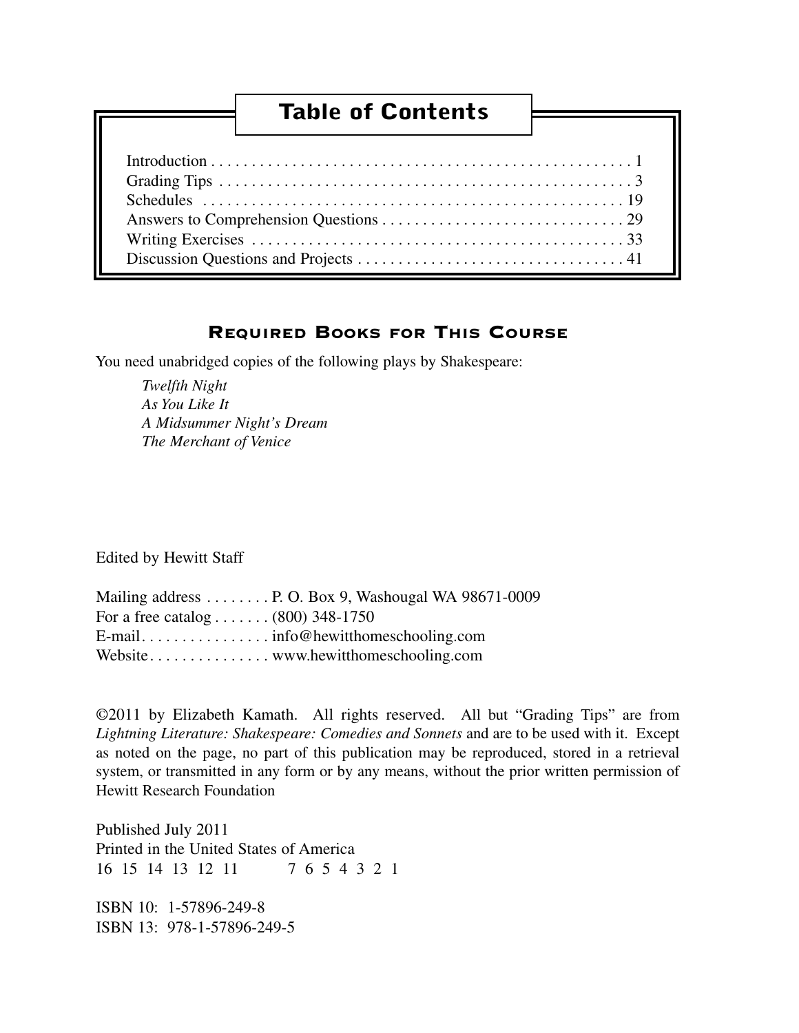## Table of Contents

| Section | Page |
|---|---|
| Introduction | 1 |
| Grading Tips | 3 |
| Schedules | 19 |
| Answers to Comprehension Questions | 29 |
| Writing Exercises | 33 |
| Discussion Questions and Projects | 41 |

### Required Books for This Course

You need unabridged copies of the following plays by Shakespeare:

*Twelfth Night*
*As You Like It*
*A Midsummer Night's Dream*
*The Merchant of Venice*

Edited by Hewitt Staff

Mailing address . . . . . . . . P. O. Box 9, Washougal WA 98671-0009
For a free catalog . . . . . . . (800) 348-1750
E-mail. . . . . . . . . . . . . . . . info@hewitthomeschooling.com
Website. . . . . . . . . . . . . . . www.hewitthomeschooling.com

©2011 by Elizabeth Kamath. All rights reserved. All but "Grading Tips" are from *Lightning Literature: Shakespeare: Comedies and Sonnets* and are to be used with it. Except as noted on the page, no part of this publication may be reproduced, stored in a retrieval system, or transmitted in any form or by any means, without the prior written permission of Hewitt Research Foundation

Published July 2011
Printed in the United States of America
16 15 14 13 12 11 7 6 5 4 3 2 1

ISBN 10: 1-57896-249-8
ISBN 13: 978-1-57896-249-5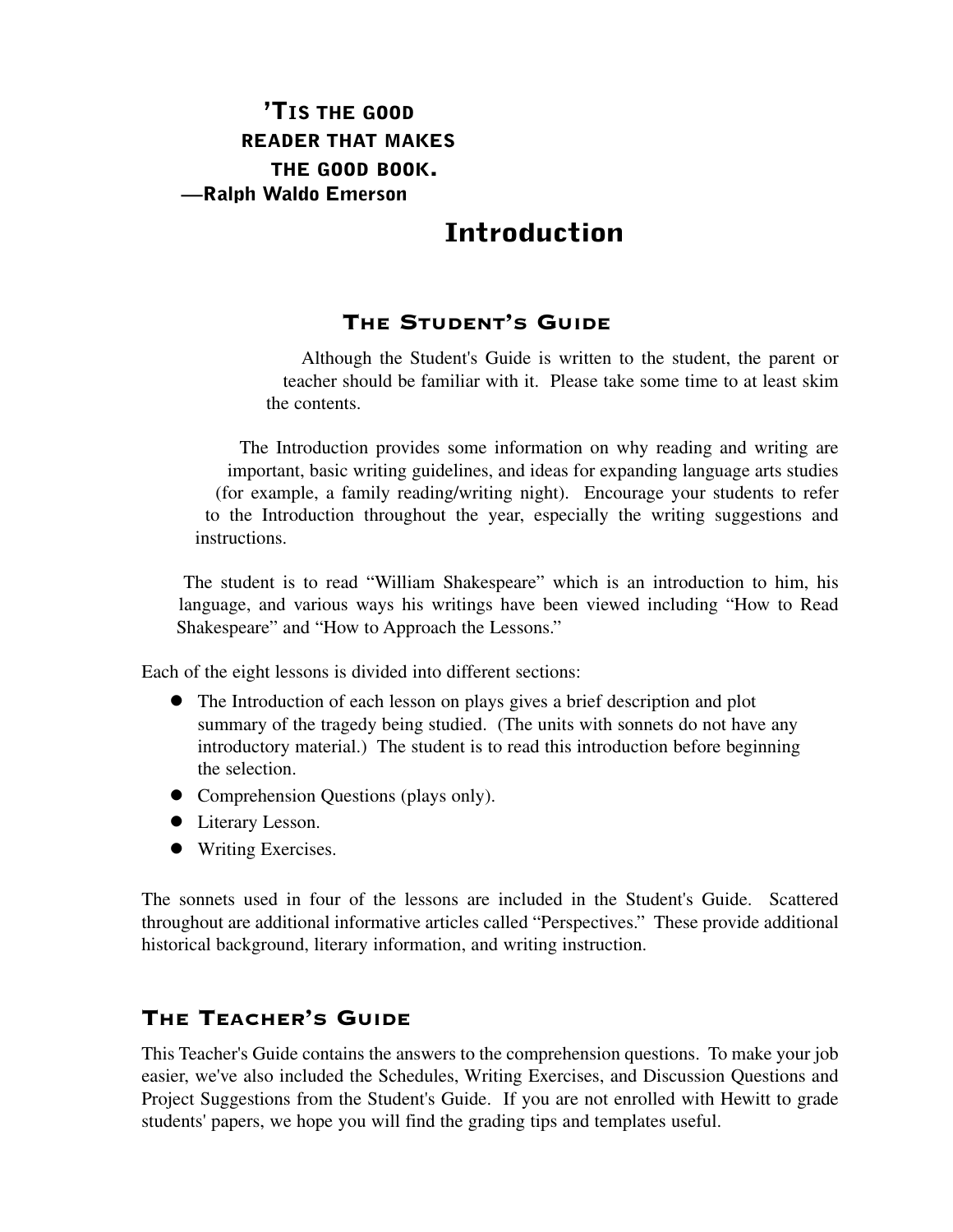**'Tis the good reader that makes the good book.**
**—Ralph Waldo Emerson**

# Introduction

## The Student's Guide

Although the Student's Guide is written to the student, the parent or teacher should be familiar with it. Please take some time to at least skim the contents.

The Introduction provides some information on why reading and writing are important, basic writing guidelines, and ideas for expanding language arts studies (for example, a family reading/writing night). Encourage your students to refer to the Introduction throughout the year, especially the writing suggestions and instructions.

The student is to read "William Shakespeare" which is an introduction to him, his language, and various ways his writings have been viewed including "How to Read Shakespeare" and "How to Approach the Lessons."

Each of the eight lessons is divided into different sections:

- The Introduction of each lesson on plays gives a brief description and plot summary of the tragedy being studied. (The units with sonnets do not have any introductory material.) The student is to read this introduction before beginning the selection.
- Comprehension Questions (plays only).
- Literary Lesson.
- Writing Exercises.

The sonnets used in four of the lessons are included in the Student's Guide. Scattered throughout are additional informative articles called "Perspectives." These provide additional historical background, literary information, and writing instruction.

## The Teacher's Guide

This Teacher's Guide contains the answers to the comprehension questions. To make your job easier, we've also included the Schedules, Writing Exercises, and Discussion Questions and Project Suggestions from the Student's Guide. If you are not enrolled with Hewitt to grade students' papers, we hope you will find the grading tips and templates useful.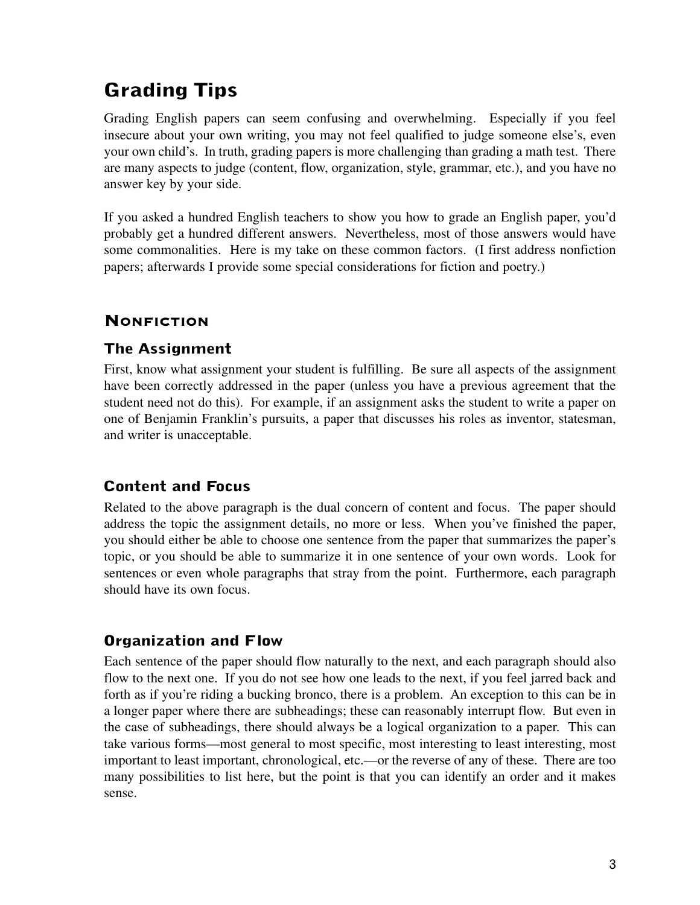# Grading Tips

Grading English papers can seem confusing and overwhelming. Especially if you feel insecure about your own writing, you may not feel qualified to judge someone else's, even your own child's. In truth, grading papers is more challenging than grading a math test. There are many aspects to judge (content, flow, organization, style, grammar, etc.), and you have no answer key by your side.

If you asked a hundred English teachers to show you how to grade an English paper, you'd probably get a hundred different answers. Nevertheless, most of those answers would have some commonalities. Here is my take on these common factors. (I first address nonfiction papers; afterwards I provide some special considerations for fiction and poetry.)

## Nonfiction

### The Assignment

First, know what assignment your student is fulfilling. Be sure all aspects of the assignment have been correctly addressed in the paper (unless you have a previous agreement that the student need not do this). For example, if an assignment asks the student to write a paper on one of Benjamin Franklin's pursuits, a paper that discusses his roles as inventor, statesman, and writer is unacceptable.

### Content and Focus

Related to the above paragraph is the dual concern of content and focus. The paper should address the topic the assignment details, no more or less. When you've finished the paper, you should either be able to choose one sentence from the paper that summarizes the paper's topic, or you should be able to summarize it in one sentence of your own words. Look for sentences or even whole paragraphs that stray from the point. Furthermore, each paragraph should have its own focus.

### Organization and Flow

Each sentence of the paper should flow naturally to the next, and each paragraph should also flow to the next one. If you do not see how one leads to the next, if you feel jarred back and forth as if you're riding a bucking bronco, there is a problem. An exception to this can be in a longer paper where there are subheadings; these can reasonably interrupt flow. But even in the case of subheadings, there should always be a logical organization to a paper. This can take various forms—most general to most specific, most interesting to least interesting, most important to least important, chronological, etc.—or the reverse of any of these. There are too many possibilities to list here, but the point is that you can identify an order and it makes sense.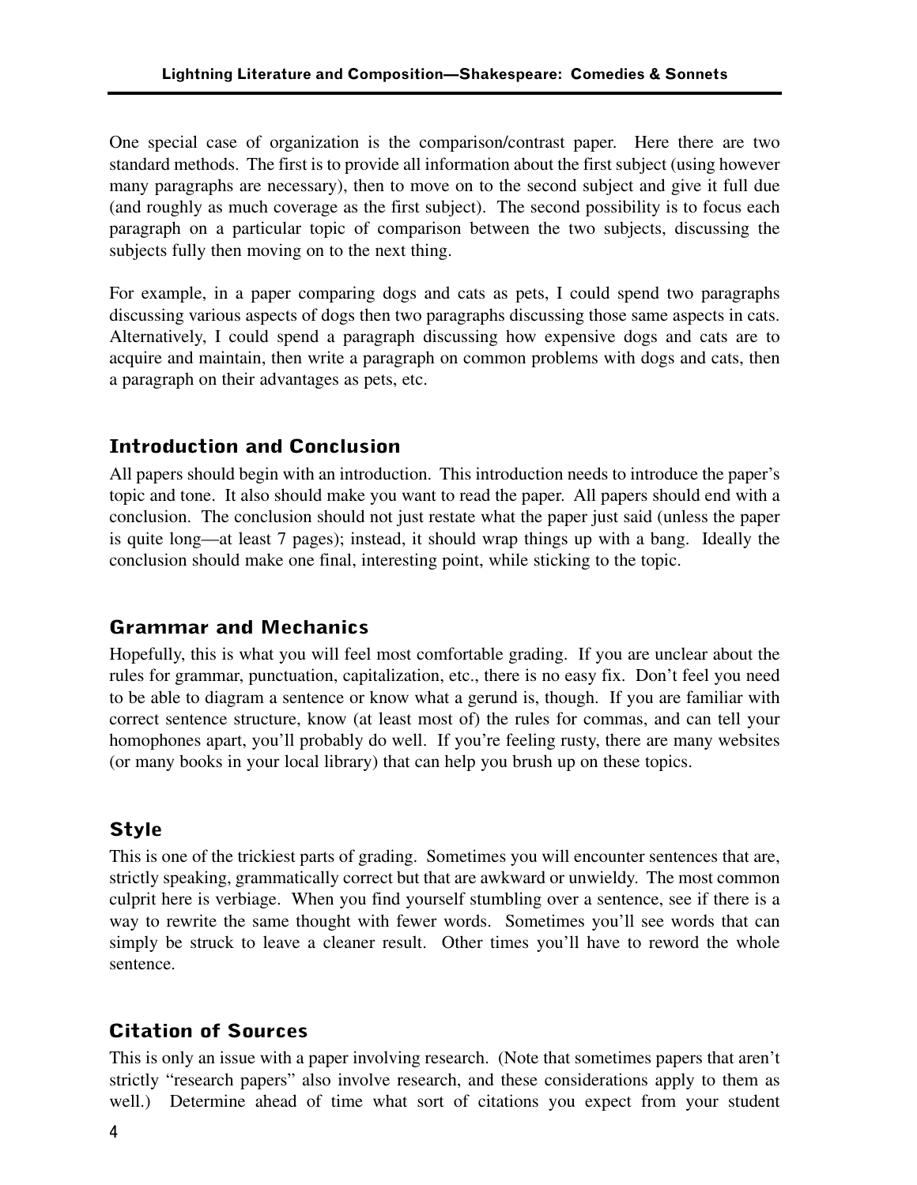One special case of organization is the comparison/contrast paper. Here there are two standard methods. The first is to provide all information about the first subject (using however many paragraphs are necessary), then to move on to the second subject and give it full due (and roughly as much coverage as the first subject). The second possibility is to focus each paragraph on a particular topic of comparison between the two subjects, discussing the subjects fully then moving on to the next thing.

For example, in a paper comparing dogs and cats as pets, I could spend two paragraphs discussing various aspects of dogs then two paragraphs discussing those same aspects in cats. Alternatively, I could spend a paragraph discussing how expensive dogs and cats are to acquire and maintain, then write a paragraph on common problems with dogs and cats, then a paragraph on their advantages as pets, etc.

## Introduction and Conclusion

All papers should begin with an introduction. This introduction needs to introduce the paper's topic and tone. It also should make you want to read the paper. All papers should end with a conclusion. The conclusion should not just restate what the paper just said (unless the paper is quite long—at least 7 pages); instead, it should wrap things up with a bang. Ideally the conclusion should make one final, interesting point, while sticking to the topic.

## Grammar and Mechanics

Hopefully, this is what you will feel most comfortable grading. If you are unclear about the rules for grammar, punctuation, capitalization, etc., there is no easy fix. Don't feel you need to be able to diagram a sentence or know what a gerund is, though. If you are familiar with correct sentence structure, know (at least most of) the rules for commas, and can tell your homophones apart, you'll probably do well. If you're feeling rusty, there are many websites (or many books in your local library) that can help you brush up on these topics.

## Style

This is one of the trickiest parts of grading. Sometimes you will encounter sentences that are, strictly speaking, grammatically correct but that are awkward or unwieldy. The most common culprit here is verbiage. When you find yourself stumbling over a sentence, see if there is a way to rewrite the same thought with fewer words. Sometimes you'll see words that can simply be struck to leave a cleaner result. Other times you'll have to reword the whole sentence.

## Citation of Sources

This is only an issue with a paper involving research. (Note that sometimes papers that aren't strictly "research papers" also involve research, and these considerations apply to them as well.) Determine ahead of time what sort of citations you expect from your student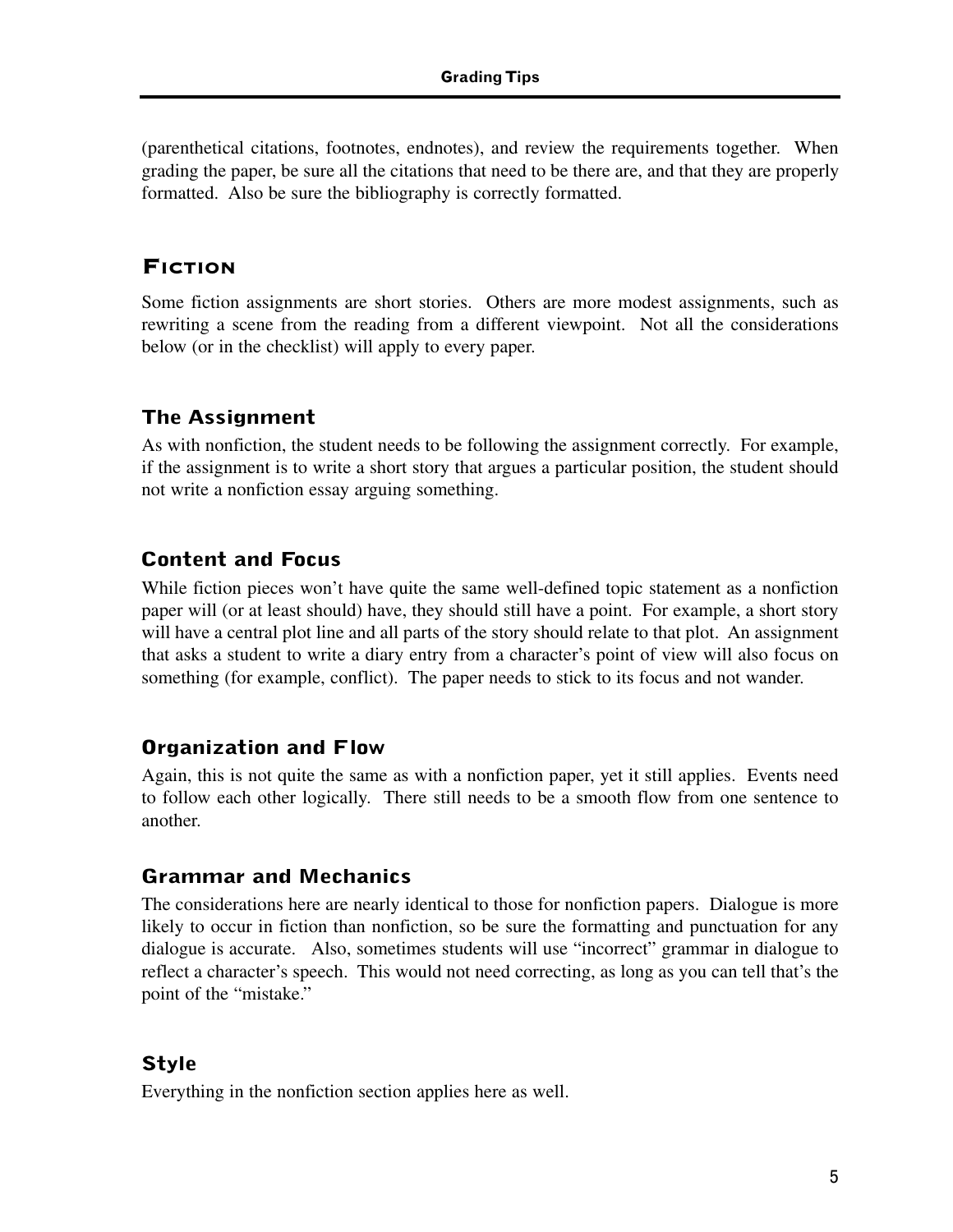(parenthetical citations, footnotes, endnotes), and review the requirements together. When grading the paper, be sure all the citations that need to be there are, and that they are properly formatted. Also be sure the bibliography is correctly formatted.

## Fiction

Some fiction assignments are short stories. Others are more modest assignments, such as rewriting a scene from the reading from a different viewpoint. Not all the considerations below (or in the checklist) will apply to every paper.

### The Assignment

As with nonfiction, the student needs to be following the assignment correctly. For example, if the assignment is to write a short story that argues a particular position, the student should not write a nonfiction essay arguing something.

### Content and Focus

While fiction pieces won't have quite the same well-defined topic statement as a nonfiction paper will (or at least should) have, they should still have a point. For example, a short story will have a central plot line and all parts of the story should relate to that plot. An assignment that asks a student to write a diary entry from a character's point of view will also focus on something (for example, conflict). The paper needs to stick to its focus and not wander.

### Organization and Flow

Again, this is not quite the same as with a nonfiction paper, yet it still applies. Events need to follow each other logically. There still needs to be a smooth flow from one sentence to another.

### Grammar and Mechanics

The considerations here are nearly identical to those for nonfiction papers. Dialogue is more likely to occur in fiction than nonfiction, so be sure the formatting and punctuation for any dialogue is accurate. Also, sometimes students will use "incorrect" grammar in dialogue to reflect a character's speech. This would not need correcting, as long as you can tell that's the point of the "mistake."

### Style

Everything in the nonfiction section applies here as well.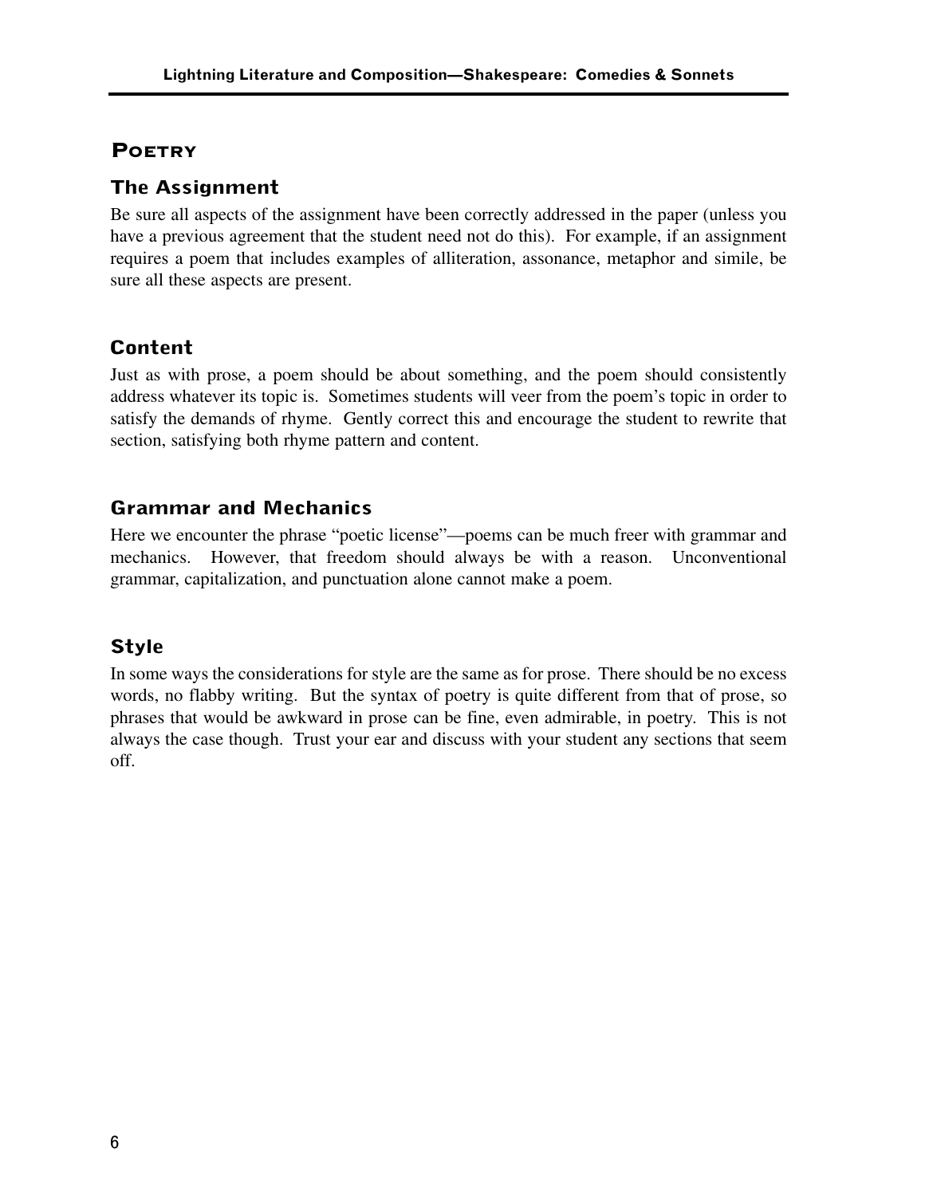## Poetry

### The Assignment

Be sure all aspects of the assignment have been correctly addressed in the paper (unless you have a previous agreement that the student need not do this). For example, if an assignment requires a poem that includes examples of alliteration, assonance, metaphor and simile, be sure all these aspects are present.

### Content

Just as with prose, a poem should be about something, and the poem should consistently address whatever its topic is. Sometimes students will veer from the poem's topic in order to satisfy the demands of rhyme. Gently correct this and encourage the student to rewrite that section, satisfying both rhyme pattern and content.

### Grammar and Mechanics

Here we encounter the phrase "poetic license"—poems can be much freer with grammar and mechanics. However, that freedom should always be with a reason. Unconventional grammar, capitalization, and punctuation alone cannot make a poem.

### Style

In some ways the considerations for style are the same as for prose. There should be no excess words, no flabby writing. But the syntax of poetry is quite different from that of prose, so phrases that would be awkward in prose can be fine, even admirable, in poetry. This is not always the case though. Trust your ear and discuss with your student any sections that seem off.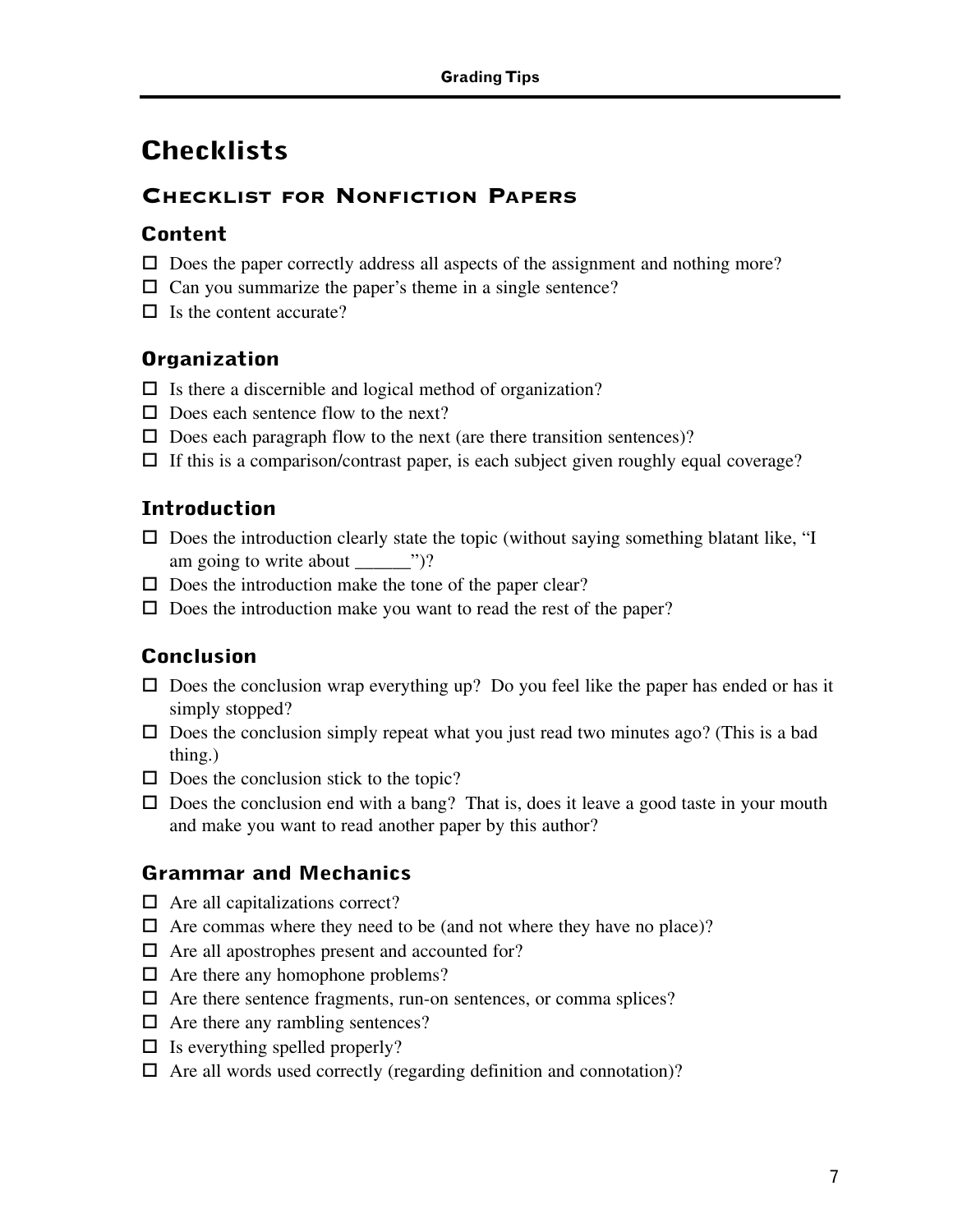# Checklists

## Checklist for Nonfiction Papers

### Content

- ☐ Does the paper correctly address all aspects of the assignment and nothing more?
- ☐ Can you summarize the paper's theme in a single sentence?
- ☐ Is the content accurate?

### Organization

- ☐ Is there a discernible and logical method of organization?
- ☐ Does each sentence flow to the next?
- ☐ Does each paragraph flow to the next (are there transition sentences)?
- ☐ If this is a comparison/contrast paper, is each subject given roughly equal coverage?

### Introduction

- ☐ Does the introduction clearly state the topic (without saying something blatant like, "I am going to write about ______")?
- ☐ Does the introduction make the tone of the paper clear?
- ☐ Does the introduction make you want to read the rest of the paper?

### Conclusion

- ☐ Does the conclusion wrap everything up? Do you feel like the paper has ended or has it simply stopped?
- ☐ Does the conclusion simply repeat what you just read two minutes ago? (This is a bad thing.)
- ☐ Does the conclusion stick to the topic?
- ☐ Does the conclusion end with a bang? That is, does it leave a good taste in your mouth and make you want to read another paper by this author?

### Grammar and Mechanics

- ☐ Are all capitalizations correct?
- ☐ Are commas where they need to be (and not where they have no place)?
- ☐ Are all apostrophes present and accounted for?
- ☐ Are there any homophone problems?
- ☐ Are there sentence fragments, run-on sentences, or comma splices?
- ☐ Are there any rambling sentences?
- ☐ Is everything spelled properly?
- ☐ Are all words used correctly (regarding definition and connotation)?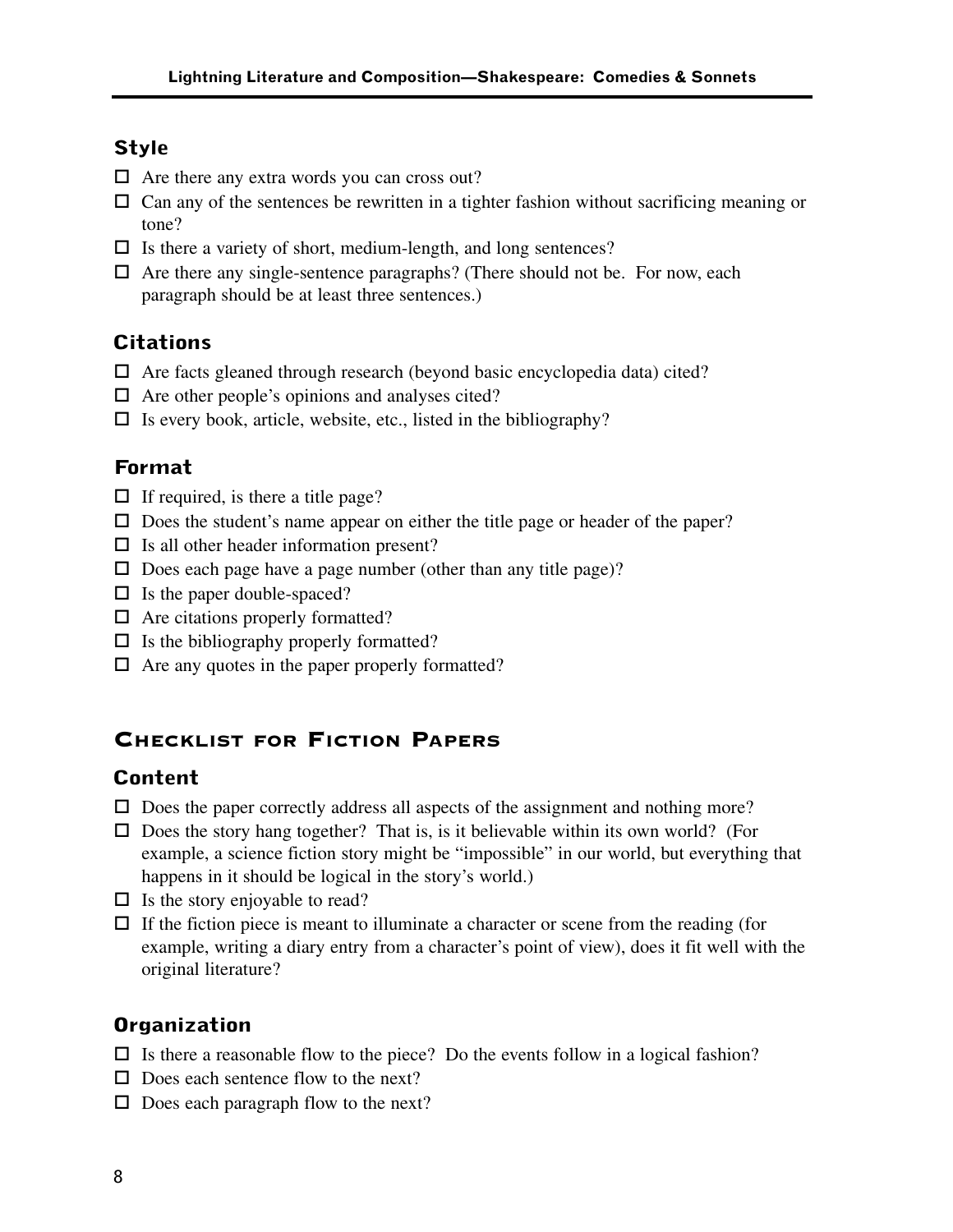### Style

- ☐ Are there any extra words you can cross out?
- ☐ Can any of the sentences be rewritten in a tighter fashion without sacrificing meaning or tone?
- ☐ Is there a variety of short, medium-length, and long sentences?
- ☐ Are there any single-sentence paragraphs? (There should not be. For now, each paragraph should be at least three sentences.)

### Citations

- ☐ Are facts gleaned through research (beyond basic encyclopedia data) cited?
- ☐ Are other people's opinions and analyses cited?
- ☐ Is every book, article, website, etc., listed in the bibliography?

### Format

- ☐ If required, is there a title page?
- ☐ Does the student's name appear on either the title page or header of the paper?
- ☐ Is all other header information present?
- ☐ Does each page have a page number (other than any title page)?
- ☐ Is the paper double-spaced?
- ☐ Are citations properly formatted?
- ☐ Is the bibliography properly formatted?
- ☐ Are any quotes in the paper properly formatted?

## Checklist for Fiction Papers

### Content

- ☐ Does the paper correctly address all aspects of the assignment and nothing more?
- ☐ Does the story hang together? That is, is it believable within its own world? (For example, a science fiction story might be "impossible" in our world, but everything that happens in it should be logical in the story's world.)
- ☐ Is the story enjoyable to read?
- ☐ If the fiction piece is meant to illuminate a character or scene from the reading (for example, writing a diary entry from a character's point of view), does it fit well with the original literature?

### Organization

- ☐ Is there a reasonable flow to the piece? Do the events follow in a logical fashion?
- ☐ Does each sentence flow to the next?
- ☐ Does each paragraph flow to the next?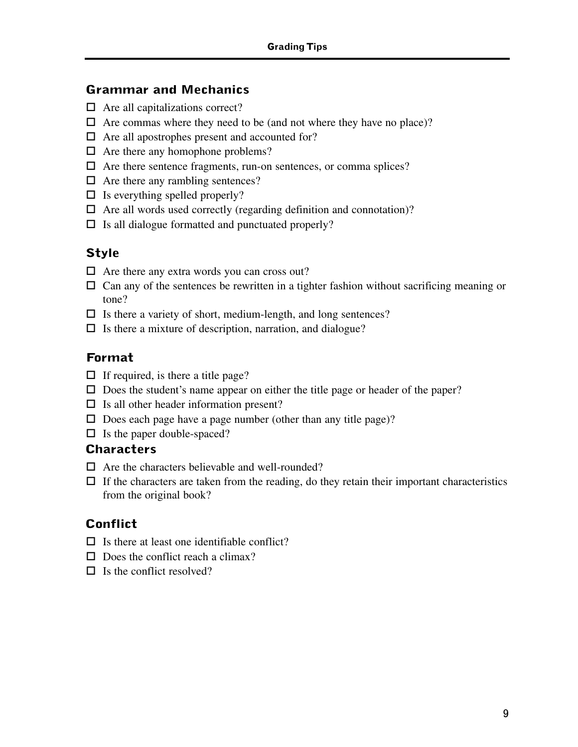## Grammar and Mechanics

- ☐ Are all capitalizations correct?
- ☐ Are commas where they need to be (and not where they have no place)?
- ☐ Are all apostrophes present and accounted for?
- ☐ Are there any homophone problems?
- ☐ Are there sentence fragments, run-on sentences, or comma splices?
- ☐ Are there any rambling sentences?
- ☐ Is everything spelled properly?
- ☐ Are all words used correctly (regarding definition and connotation)?
- ☐ Is all dialogue formatted and punctuated properly?

## Style

- ☐ Are there any extra words you can cross out?
- ☐ Can any of the sentences be rewritten in a tighter fashion without sacrificing meaning or tone?
- ☐ Is there a variety of short, medium-length, and long sentences?
- ☐ Is there a mixture of description, narration, and dialogue?

## Format

- ☐ If required, is there a title page?
- ☐ Does the student's name appear on either the title page or header of the paper?
- ☐ Is all other header information present?
- ☐ Does each page have a page number (other than any title page)?
- ☐ Is the paper double-spaced?

## Characters

- ☐ Are the characters believable and well-rounded?
- ☐ If the characters are taken from the reading, do they retain their important characteristics from the original book?

## Conflict

- ☐ Is there at least one identifiable conflict?
- ☐ Does the conflict reach a climax?
- ☐ Is the conflict resolved?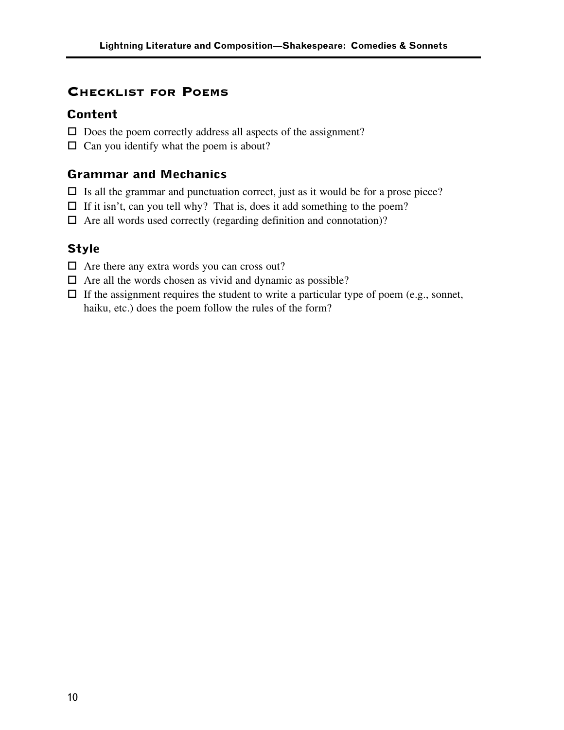## Checklist for Poems

### Content

- ☐ Does the poem correctly address all aspects of the assignment?
- ☐ Can you identify what the poem is about?

### Grammar and Mechanics

- ☐ Is all the grammar and punctuation correct, just as it would be for a prose piece?
- ☐ If it isn't, can you tell why? That is, does it add something to the poem?
- ☐ Are all words used correctly (regarding definition and connotation)?

### Style

- ☐ Are there any extra words you can cross out?
- ☐ Are all the words chosen as vivid and dynamic as possible?
- ☐ If the assignment requires the student to write a particular type of poem (e.g., sonnet, haiku, etc.) does the poem follow the rules of the form?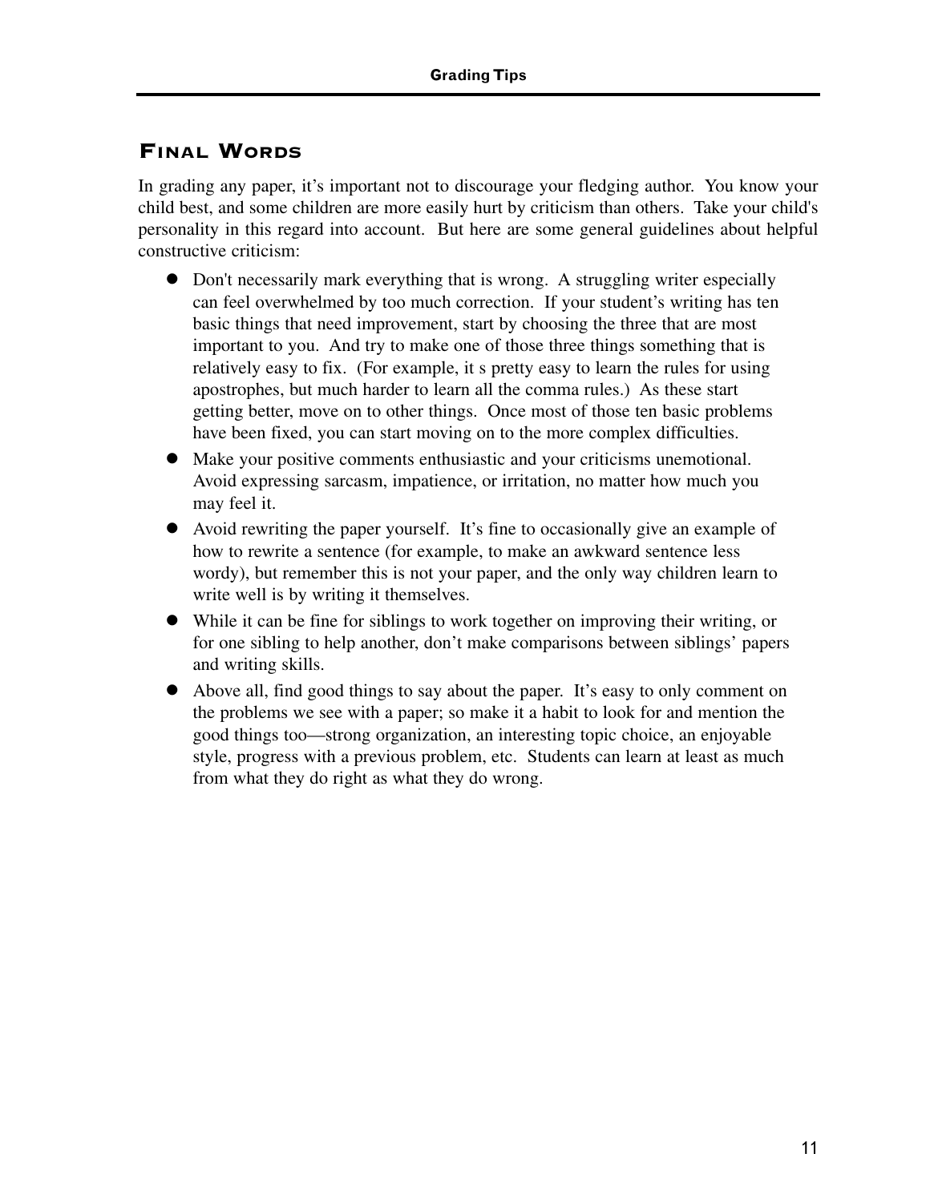## Final Words

In grading any paper, it's important not to discourage your fledging author. You know your child best, and some children are more easily hurt by criticism than others. Take your child's personality in this regard into account. But here are some general guidelines about helpful constructive criticism:

- Don't necessarily mark everything that is wrong. A struggling writer especially can feel overwhelmed by too much correction. If your student's writing has ten basic things that need improvement, start by choosing the three that are most important to you. And try to make one of those three things something that is relatively easy to fix. (For example, it s pretty easy to learn the rules for using apostrophes, but much harder to learn all the comma rules.) As these start getting better, move on to other things. Once most of those ten basic problems have been fixed, you can start moving on to the more complex difficulties.
- Make your positive comments enthusiastic and your criticisms unemotional. Avoid expressing sarcasm, impatience, or irritation, no matter how much you may feel it.
- Avoid rewriting the paper yourself. It's fine to occasionally give an example of how to rewrite a sentence (for example, to make an awkward sentence less wordy), but remember this is not your paper, and the only way children learn to write well is by writing it themselves.
- While it can be fine for siblings to work together on improving their writing, or for one sibling to help another, don't make comparisons between siblings' papers and writing skills.
- Above all, find good things to say about the paper. It's easy to only comment on the problems we see with a paper; so make it a habit to look for and mention the good things too—strong organization, an interesting topic choice, an enjoyable style, progress with a previous problem, etc. Students can learn at least as much from what they do right as what they do wrong.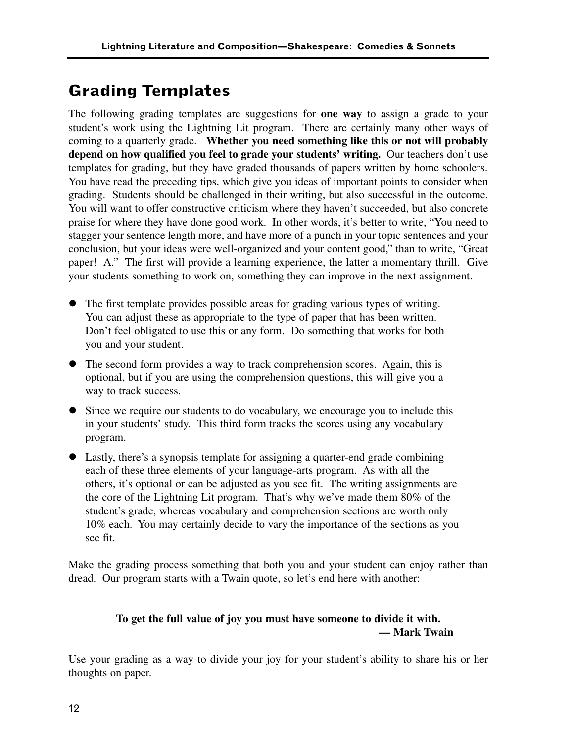## Grading Templates

The following grading templates are suggestions for **one way** to assign a grade to your student's work using the Lightning Lit program. There are certainly many other ways of coming to a quarterly grade. **Whether you need something like this or not will probably depend on how qualified you feel to grade your students' writing.** Our teachers don't use templates for grading, but they have graded thousands of papers written by home schoolers. You have read the preceding tips, which give you ideas of important points to consider when grading. Students should be challenged in their writing, but also successful in the outcome. You will want to offer constructive criticism where they haven't succeeded, but also concrete praise for where they have done good work. In other words, it's better to write, "You need to stagger your sentence length more, and have more of a punch in your topic sentences and your conclusion, but your ideas were well-organized and your content good," than to write, "Great paper! A." The first will provide a learning experience, the latter a momentary thrill. Give your students something to work on, something they can improve in the next assignment.

- The first template provides possible areas for grading various types of writing. You can adjust these as appropriate to the type of paper that has been written. Don't feel obligated to use this or any form. Do something that works for both you and your student.
- The second form provides a way to track comprehension scores. Again, this is optional, but if you are using the comprehension questions, this will give you a way to track success.
- Since we require our students to do vocabulary, we encourage you to include this in your students' study. This third form tracks the scores using any vocabulary program.
- Lastly, there's a synopsis template for assigning a quarter-end grade combining each of these three elements of your language-arts program. As with all the others, it's optional or can be adjusted as you see fit. The writing assignments are the core of the Lightning Lit program. That's why we've made them 80% of the student's grade, whereas vocabulary and comprehension sections are worth only 10% each. You may certainly decide to vary the importance of the sections as you see fit.

Make the grading process something that both you and your student can enjoy rather than dread. Our program starts with a Twain quote, so let's end here with another:

> **To get the full value of joy you must have someone to divide it with.**
> **— Mark Twain**

Use your grading as a way to divide your joy for your student's ability to share his or her thoughts on paper.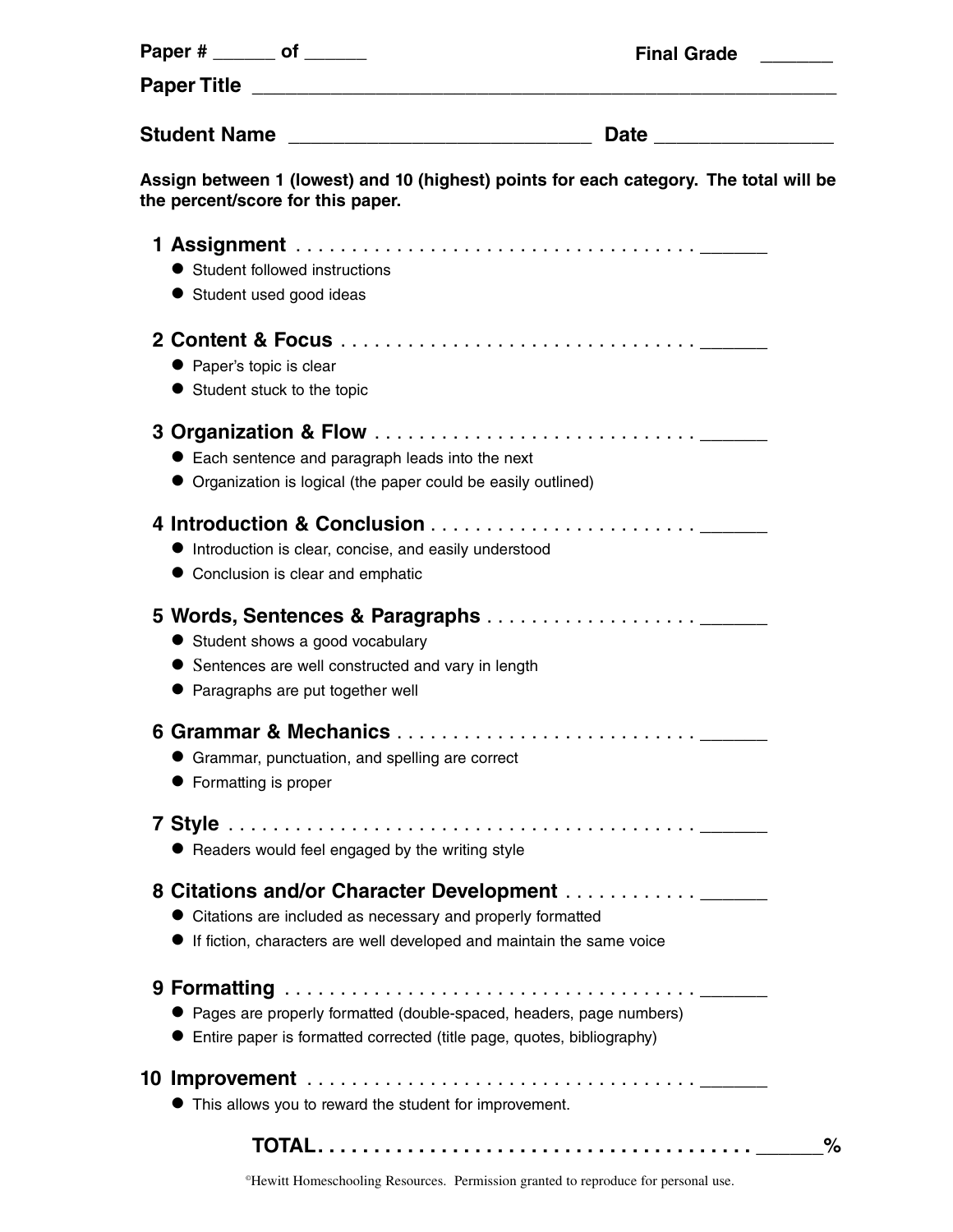Paper # ______ of ______ **Final Grade** _______

**Paper Title** ____________________________________________________________

**Student Name** _____________________________ **Date** ________________

**Assign between 1 (lowest) and 10 (highest) points for each category. The total will be the percent/score for this paper.**

**1 Assignment** . . . . . . . . . . . . . . . . . . . . . . . . . . . . . . . . . . . . . . _______

- Student followed instructions
- Student used good ideas

**2 Content & Focus** . . . . . . . . . . . . . . . . . . . . . . . . . . . . . . . . . _______

- Paper's topic is clear
- Student stuck to the topic

**3 Organization & Flow** . . . . . . . . . . . . . . . . . . . . . . . . . . . . . _______

- Each sentence and paragraph leads into the next
- Organization is logical (the paper could be easily outlined)

**4 Introduction & Conclusion** . . . . . . . . . . . . . . . . . . . . . . . . _______

- Introduction is clear, concise, and easily understood
- Conclusion is clear and emphatic

**5 Words, Sentences & Paragraphs** . . . . . . . . . . . . . . . . . . . _______

- Student shows a good vocabulary
- Sentences are well constructed and vary in length
- Paragraphs are put together well

**6 Grammar & Mechanics** . . . . . . . . . . . . . . . . . . . . . . . . . . . _______

- Grammar, punctuation, and spelling are correct
- Formatting is proper

**7 Style** . . . . . . . . . . . . . . . . . . . . . . . . . . . . . . . . . . . . . . . . . . _______

- Readers would feel engaged by the writing style

**8 Citations and/or Character Development** . . . . . . . . . . . . _______

- Citations are included as necessary and properly formatted
- If fiction, characters are well developed and maintain the same voice

**9 Formatting** . . . . . . . . . . . . . . . . . . . . . . . . . . . . . . . . . . . . . _______

- Pages are properly formatted (double-spaced, headers, page numbers)
- Entire paper is formatted corrected (title page, quotes, bibliography)

**10 Improvement** . . . . . . . . . . . . . . . . . . . . . . . . . . . . . . . . . . . _______

- This allows you to reward the student for improvement.

**TOTAL** . . . . . . . . . . . . . . . . . . . . . . . . . . . . . . . . . . . . . . . _______%

©Hewitt Homeschooling Resources. Permission granted to reproduce for personal use.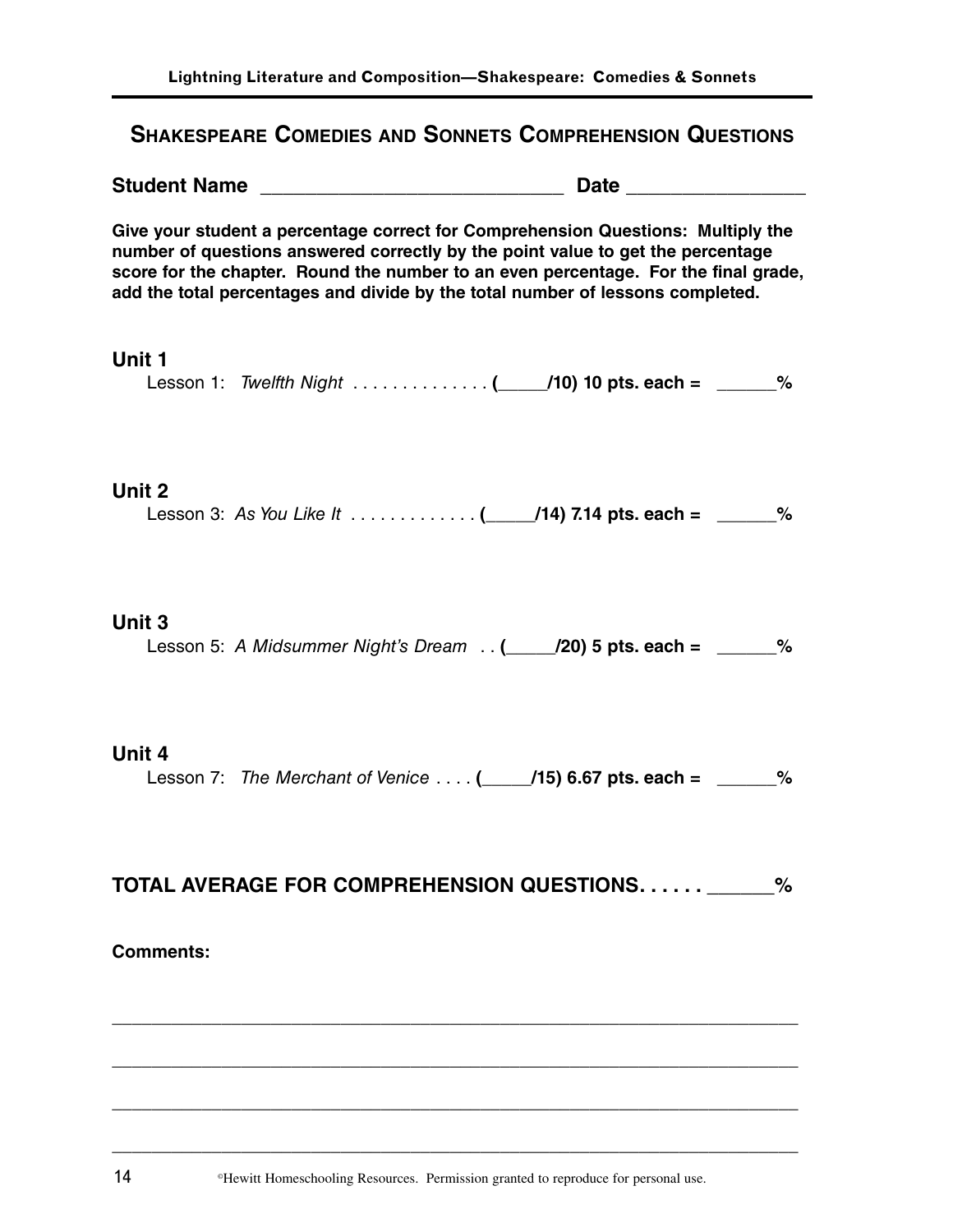## SHAKESPEARE COMEDIES AND SONNETS COMPREHENSION QUESTIONS

**Student Name** ____________________________ **Date** ________________

**Give your student a percentage correct for Comprehension Questions: Multiply the number of questions answered correctly by the point value to get the percentage score for the chapter. Round the number to an even percentage. For the final grade, add the total percentages and divide by the total number of lessons completed.**

### Unit 1

Lesson 1: *Twelfth Night* . . . . . . . . . . . . . . **(_____/10) 10 pts. each =** ______**%**

### Unit 2

Lesson 3: *As You Like It* . . . . . . . . . . . . . **(_____/14) 7.14 pts. each =** ______**%**

### Unit 3

Lesson 5: *A Midsummer Night's Dream* . . **(_____/20) 5 pts. each =** ______**%**

### Unit 4

Lesson 7: *The Merchant of Venice* . . . . **(_____/15) 6.67 pts. each =** ______**%**

### TOTAL AVERAGE FOR COMPREHENSION QUESTIONS. . . . . . ______%

**Comments:**

______________________________________________________________________

______________________________________________________________________

______________________________________________________________________

______________________________________________________________________

©Hewitt Homeschooling Resources. Permission granted to reproduce for personal use.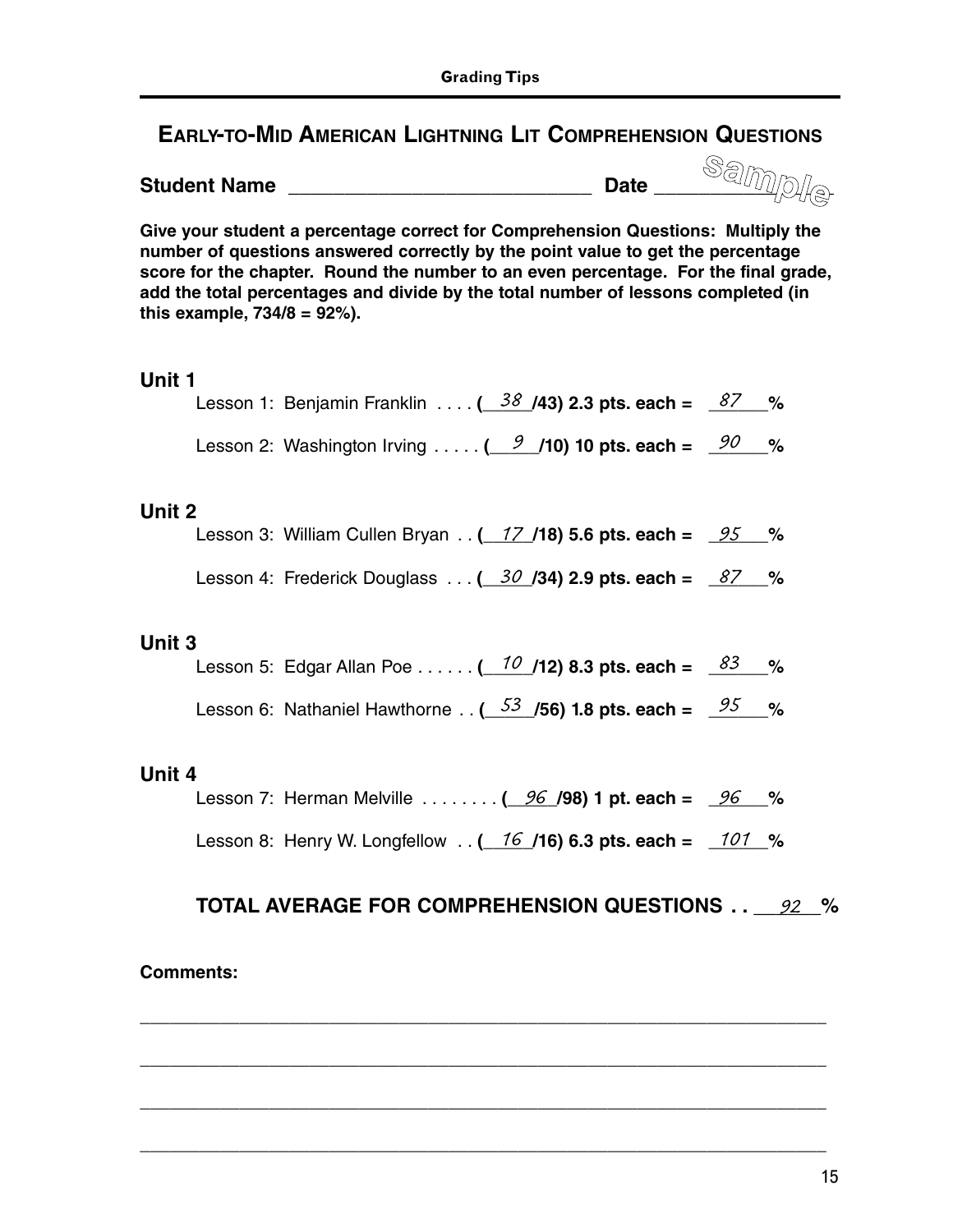## Early-to-Mid American Lightning Lit Comprehension Questions

**Student Name** ____________________________ **Date** ___________ *sample*

**Give your student a percentage correct for Comprehension Questions: Multiply the number of questions answered correctly by the point value to get the percentage score for the chapter. Round the number to an even percentage. For the final grade, add the total percentages and divide by the total number of lessons completed (in this example, 734/8 = 92%).**

### Unit 1

Lesson 1: Benjamin Franklin . . . . (__38__/43) 2.3 pts. each = __87__%

Lesson 2: Washington Irving . . . . . (__9__/10) 10 pts. each = __90__%

### Unit 2

Lesson 3: William Cullen Bryan . . (__17__/18) 5.6 pts. each = __95__%

Lesson 4: Frederick Douglass . . . (__30__/34) 2.9 pts. each = __87__%

### Unit 3

Lesson 5: Edgar Allan Poe . . . . . . (__10__/12) 8.3 pts. each = __83__%

Lesson 6: Nathaniel Hawthorne . . (__53__/56) 1.8 pts. each = __95__%

### Unit 4

Lesson 7: Herman Melville . . . . . . . . (__96__/98) 1 pt. each = __96__%

Lesson 8: Henry W. Longfellow . . (__16__/16) 6.3 pts. each = __101__%

**TOTAL AVERAGE FOR COMPREHENSION QUESTIONS . . __92__%**

**Comments:**

______________________________________________________________________

______________________________________________________________________

______________________________________________________________________

______________________________________________________________________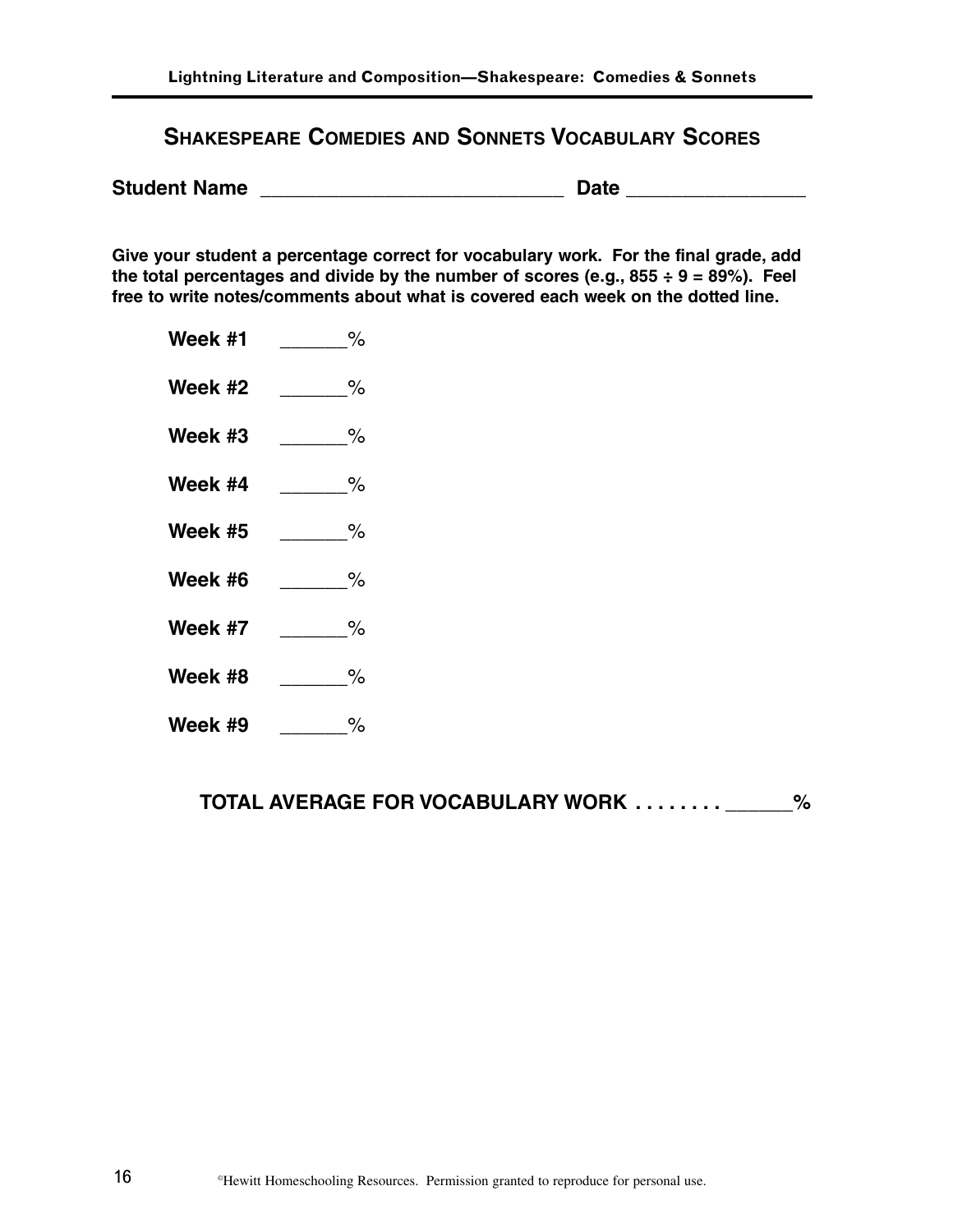## Shakespeare Comedies and Sonnets Vocabulary Scores

**Student Name** ____________________________ **Date** ________________

**Give your student a percentage correct for vocabulary work. For the final grade, add the total percentages and divide by the number of scores (e.g., 855 ÷ 9 = 89%). Feel free to write notes/comments about what is covered each week on the dotted line.**

**Week #1** ______%

**Week #2** ______%

**Week #3** ______%

**Week #4** ______%

**Week #5** ______%

**Week #6** ______%

**Week #7** ______%

**Week #8** ______%

**Week #9** ______%

**TOTAL AVERAGE FOR VOCABULARY WORK . . . . . . . . ______%**

©Hewitt Homeschooling Resources. Permission granted to reproduce for personal use.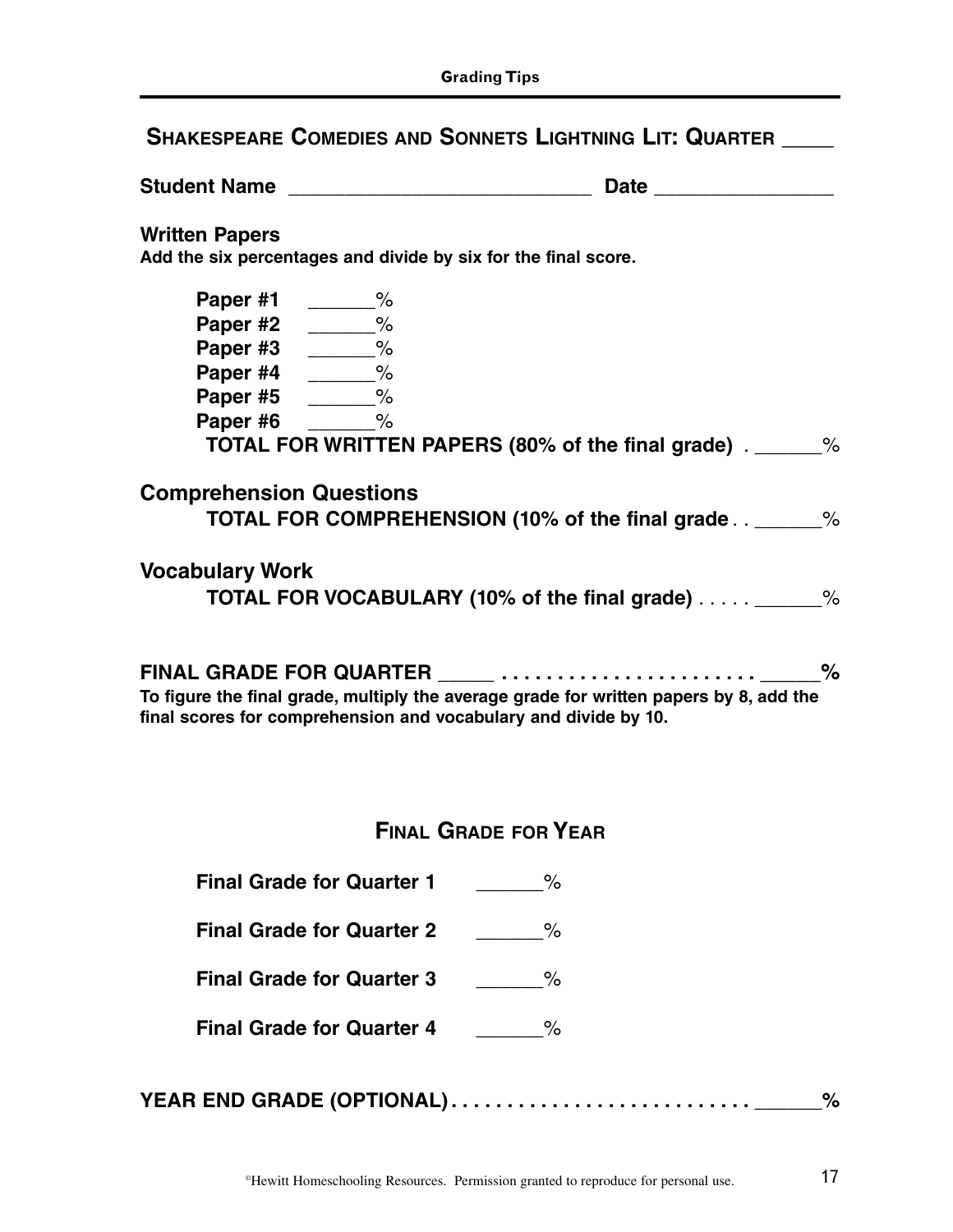## Shakespeare Comedies and Sonnets Lightning Lit: Quarter ____

**Student Name** ___________________________ **Date** ________________

### Written Papers

**Add the six percentages and divide by six for the final score.**

**Paper #1** ______%
**Paper #2** ______%
**Paper #3** ______%
**Paper #4** ______%
**Paper #5** ______%
**Paper #6** ______%

**TOTAL FOR WRITTEN PAPERS (80% of the final grade)** . ______%

### Comprehension Questions

**TOTAL FOR COMPREHENSION (10% of the final grade** . . ______%

### Vocabulary Work

**TOTAL FOR VOCABULARY (10% of the final grade)** . . . . . ______%

**FINAL GRADE FOR QUARTER _____ . . . . . . . . . . . . . . . . . . . . . . _____%**

**To figure the final grade, multiply the average grade for written papers by 8, add the final scores for comprehension and vocabulary and divide by 10.**

## Final Grade for Year

**Final Grade for Quarter 1** ______%

**Final Grade for Quarter 2** ______%

**Final Grade for Quarter 3** ______%

**Final Grade for Quarter 4** ______%

**YEAR END GRADE (OPTIONAL). . . . . . . . . . . . . . . . . . . . . . . . . . ______%**

©Hewitt Homeschooling Resources. Permission granted to reproduce for personal use.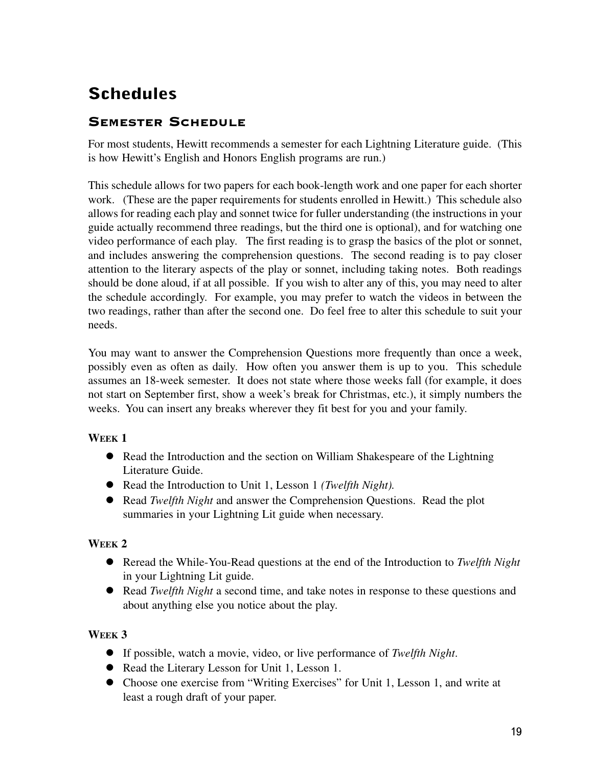# Schedules

## Semester Schedule

For most students, Hewitt recommends a semester for each Lightning Literature guide. (This is how Hewitt's English and Honors English programs are run.)

This schedule allows for two papers for each book-length work and one paper for each shorter work. (These are the paper requirements for students enrolled in Hewitt.) This schedule also allows for reading each play and sonnet twice for fuller understanding (the instructions in your guide actually recommend three readings, but the third one is optional), and for watching one video performance of each play. The first reading is to grasp the basics of the plot or sonnet, and includes answering the comprehension questions. The second reading is to pay closer attention to the literary aspects of the play or sonnet, including taking notes. Both readings should be done aloud, if at all possible. If you wish to alter any of this, you may need to alter the schedule accordingly. For example, you may prefer to watch the videos in between the two readings, rather than after the second one. Do feel free to alter this schedule to suit your needs.

You may want to answer the Comprehension Questions more frequently than once a week, possibly even as often as daily. How often you answer them is up to you. This schedule assumes an 18-week semester. It does not state where those weeks fall (for example, it does not start on September first, show a week's break for Christmas, etc.), it simply numbers the weeks. You can insert any breaks wherever they fit best for you and your family.

**Week 1**

- Read the Introduction and the section on William Shakespeare of the Lightning Literature Guide.
- Read the Introduction to Unit 1, Lesson 1 *(Twelfth Night).*
- Read *Twelfth Night* and answer the Comprehension Questions. Read the plot summaries in your Lightning Lit guide when necessary.

**Week 2**

- Reread the While-You-Read questions at the end of the Introduction to *Twelfth Night* in your Lightning Lit guide.
- Read *Twelfth Night* a second time, and take notes in response to these questions and about anything else you notice about the play.

**Week 3**

- If possible, watch a movie, video, or live performance of *Twelfth Night*.
- Read the Literary Lesson for Unit 1, Lesson 1.
- Choose one exercise from "Writing Exercises" for Unit 1, Lesson 1, and write at least a rough draft of your paper.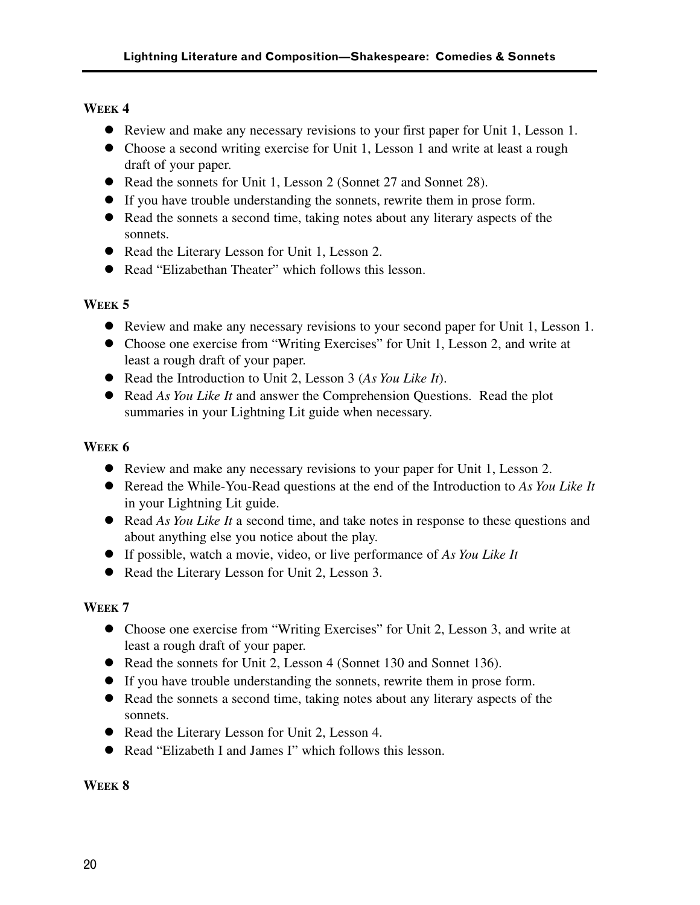### WEEK 4

- Review and make any necessary revisions to your first paper for Unit 1, Lesson 1.
- Choose a second writing exercise for Unit 1, Lesson 1 and write at least a rough draft of your paper.
- Read the sonnets for Unit 1, Lesson 2 (Sonnet 27 and Sonnet 28).
- If you have trouble understanding the sonnets, rewrite them in prose form.
- Read the sonnets a second time, taking notes about any literary aspects of the sonnets.
- Read the Literary Lesson for Unit 1, Lesson 2.
- Read "Elizabethan Theater" which follows this lesson.

### WEEK 5

- Review and make any necessary revisions to your second paper for Unit 1, Lesson 1.
- Choose one exercise from "Writing Exercises" for Unit 1, Lesson 2, and write at least a rough draft of your paper.
- Read the Introduction to Unit 2, Lesson 3 (*As You Like It*).
- Read *As You Like It* and answer the Comprehension Questions. Read the plot summaries in your Lightning Lit guide when necessary.

### WEEK 6

- Review and make any necessary revisions to your paper for Unit 1, Lesson 2.
- Reread the While-You-Read questions at the end of the Introduction to *As You Like It* in your Lightning Lit guide.
- Read *As You Like It* a second time, and take notes in response to these questions and about anything else you notice about the play.
- If possible, watch a movie, video, or live performance of *As You Like It*
- Read the Literary Lesson for Unit 2, Lesson 3.

### WEEK 7

- Choose one exercise from "Writing Exercises" for Unit 2, Lesson 3, and write at least a rough draft of your paper.
- Read the sonnets for Unit 2, Lesson 4 (Sonnet 130 and Sonnet 136).
- If you have trouble understanding the sonnets, rewrite them in prose form.
- Read the sonnets a second time, taking notes about any literary aspects of the sonnets.
- Read the Literary Lesson for Unit 2, Lesson 4.
- Read "Elizabeth I and James I" which follows this lesson.

### WEEK 8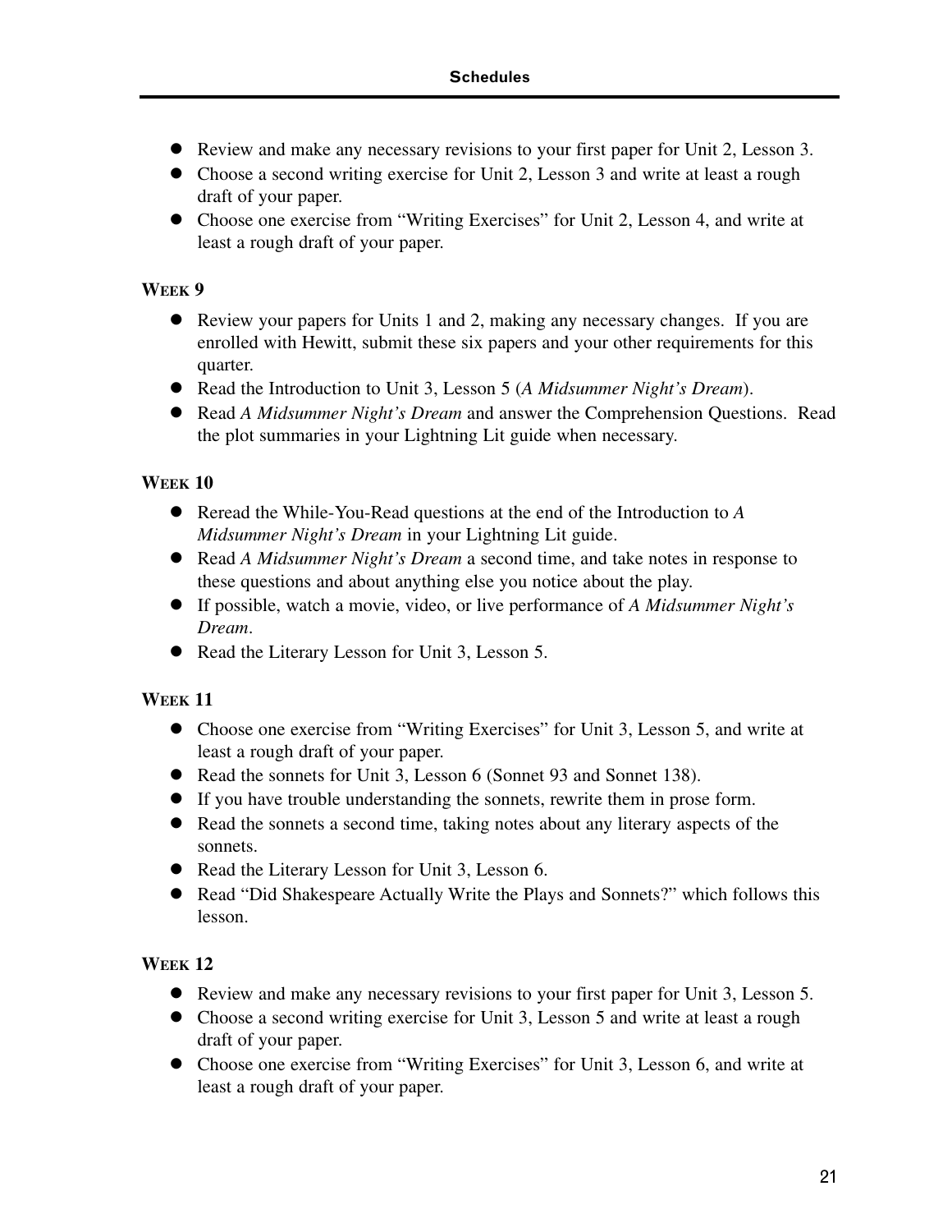- Review and make any necessary revisions to your first paper for Unit 2, Lesson 3.
- Choose a second writing exercise for Unit 2, Lesson 3 and write at least a rough draft of your paper.
- Choose one exercise from "Writing Exercises" for Unit 2, Lesson 4, and write at least a rough draft of your paper.

### Week 9

- Review your papers for Units 1 and 2, making any necessary changes. If you are enrolled with Hewitt, submit these six papers and your other requirements for this quarter.
- Read the Introduction to Unit 3, Lesson 5 (*A Midsummer Night's Dream*).
- Read *A Midsummer Night's Dream* and answer the Comprehension Questions. Read the plot summaries in your Lightning Lit guide when necessary.

### Week 10

- Reread the While-You-Read questions at the end of the Introduction to *A Midsummer Night's Dream* in your Lightning Lit guide.
- Read *A Midsummer Night's Dream* a second time, and take notes in response to these questions and about anything else you notice about the play.
- If possible, watch a movie, video, or live performance of *A Midsummer Night's Dream*.
- Read the Literary Lesson for Unit 3, Lesson 5.

### Week 11

- Choose one exercise from "Writing Exercises" for Unit 3, Lesson 5, and write at least a rough draft of your paper.
- Read the sonnets for Unit 3, Lesson 6 (Sonnet 93 and Sonnet 138).
- If you have trouble understanding the sonnets, rewrite them in prose form.
- Read the sonnets a second time, taking notes about any literary aspects of the sonnets.
- Read the Literary Lesson for Unit 3, Lesson 6.
- Read "Did Shakespeare Actually Write the Plays and Sonnets?" which follows this lesson.

### Week 12

- Review and make any necessary revisions to your first paper for Unit 3, Lesson 5.
- Choose a second writing exercise for Unit 3, Lesson 5 and write at least a rough draft of your paper.
- Choose one exercise from "Writing Exercises" for Unit 3, Lesson 6, and write at least a rough draft of your paper.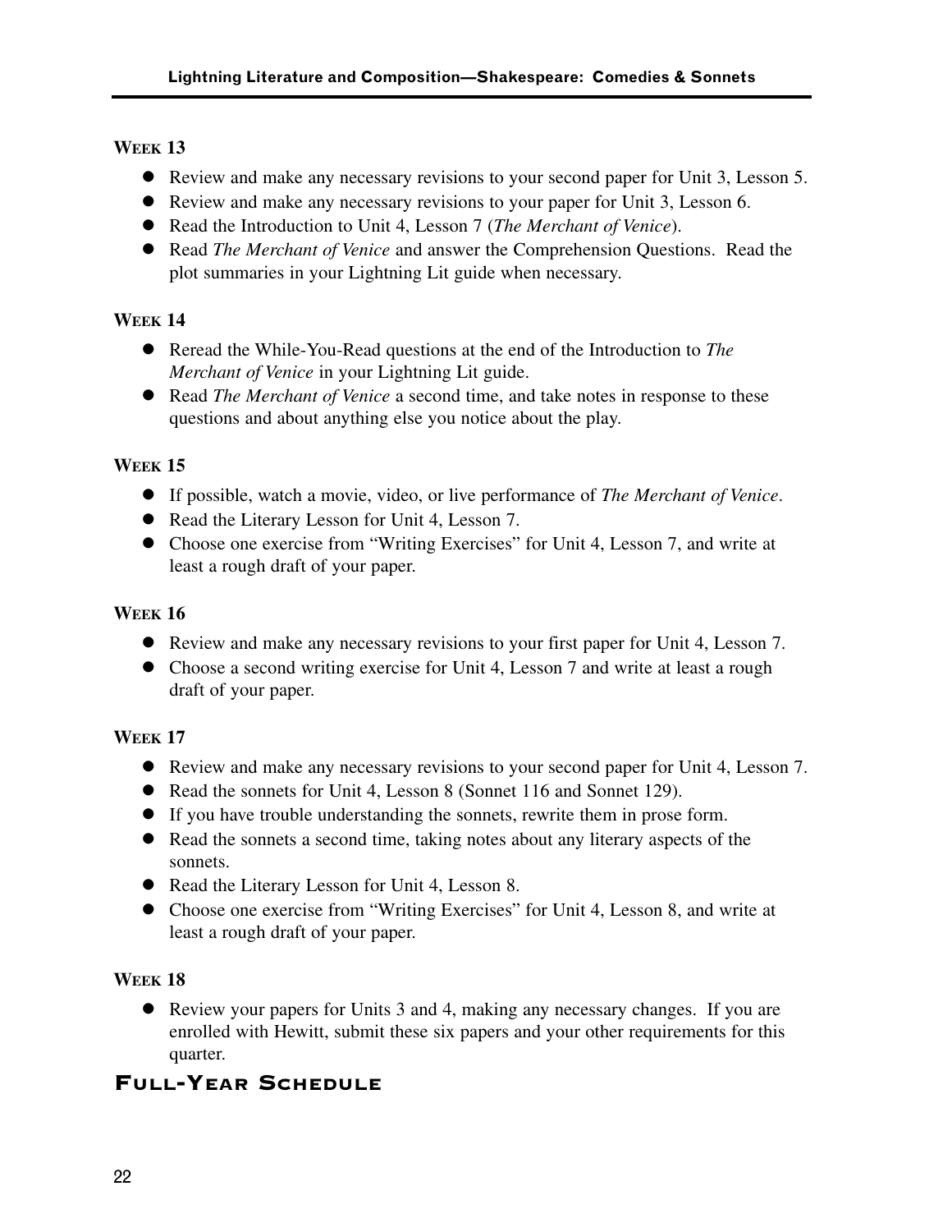### Week 13

- Review and make any necessary revisions to your second paper for Unit 3, Lesson 5.
- Review and make any necessary revisions to your paper for Unit 3, Lesson 6.
- Read the Introduction to Unit 4, Lesson 7 (*The Merchant of Venice*).
- Read *The Merchant of Venice* and answer the Comprehension Questions. Read the plot summaries in your Lightning Lit guide when necessary.

### Week 14

- Reread the While-You-Read questions at the end of the Introduction to *The Merchant of Venice* in your Lightning Lit guide.
- Read *The Merchant of Venice* a second time, and take notes in response to these questions and about anything else you notice about the play.

### Week 15

- If possible, watch a movie, video, or live performance of *The Merchant of Venice*.
- Read the Literary Lesson for Unit 4, Lesson 7.
- Choose one exercise from "Writing Exercises" for Unit 4, Lesson 7, and write at least a rough draft of your paper.

### Week 16

- Review and make any necessary revisions to your first paper for Unit 4, Lesson 7.
- Choose a second writing exercise for Unit 4, Lesson 7 and write at least a rough draft of your paper.

### Week 17

- Review and make any necessary revisions to your second paper for Unit 4, Lesson 7.
- Read the sonnets for Unit 4, Lesson 8 (Sonnet 116 and Sonnet 129).
- If you have trouble understanding the sonnets, rewrite them in prose form.
- Read the sonnets a second time, taking notes about any literary aspects of the sonnets.
- Read the Literary Lesson for Unit 4, Lesson 8.
- Choose one exercise from "Writing Exercises" for Unit 4, Lesson 8, and write at least a rough draft of your paper.

### Week 18

- Review your papers for Units 3 and 4, making any necessary changes. If you are enrolled with Hewitt, submit these six papers and your other requirements for this quarter.

## Full-Year Schedule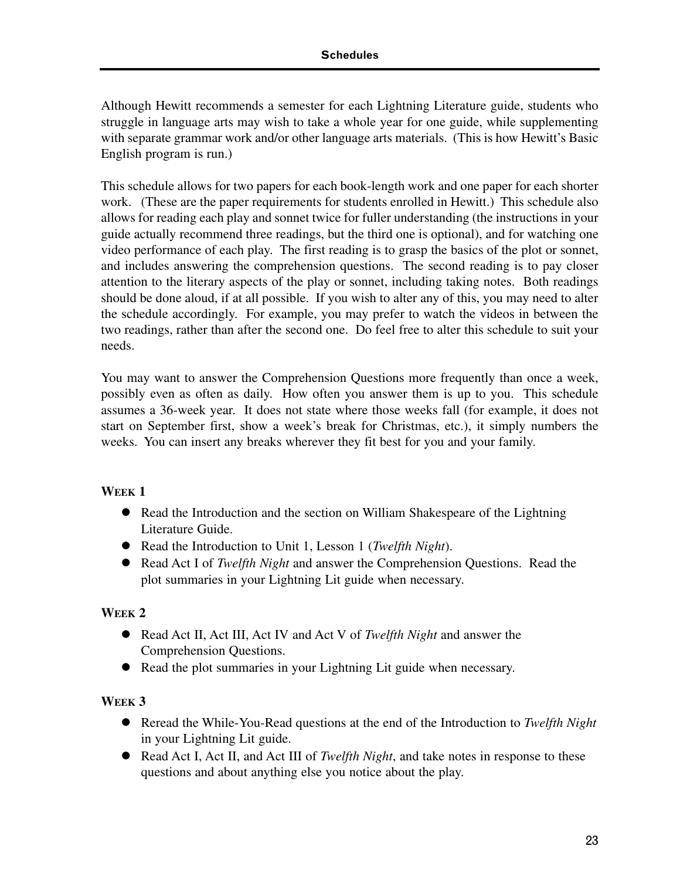Although Hewitt recommends a semester for each Lightning Literature guide, students who struggle in language arts may wish to take a whole year for one guide, while supplementing with separate grammar work and/or other language arts materials. (This is how Hewitt's Basic English program is run.)

This schedule allows for two papers for each book-length work and one paper for each shorter work. (These are the paper requirements for students enrolled in Hewitt.) This schedule also allows for reading each play and sonnet twice for fuller understanding (the instructions in your guide actually recommend three readings, but the third one is optional), and for watching one video performance of each play. The first reading is to grasp the basics of the plot or sonnet, and includes answering the comprehension questions. The second reading is to pay closer attention to the literary aspects of the play or sonnet, including taking notes. Both readings should be done aloud, if at all possible. If you wish to alter any of this, you may need to alter the schedule accordingly. For example, you may prefer to watch the videos in between the two readings, rather than after the second one. Do feel free to alter this schedule to suit your needs.

You may want to answer the Comprehension Questions more frequently than once a week, possibly even as often as daily. How often you answer them is up to you. This schedule assumes a 36-week year. It does not state where those weeks fall (for example, it does not start on September first, show a week's break for Christmas, etc.), it simply numbers the weeks. You can insert any breaks wherever they fit best for you and your family.

### Week 1

- Read the Introduction and the section on William Shakespeare of the Lightning Literature Guide.
- Read the Introduction to Unit 1, Lesson 1 (*Twelfth Night*).
- Read Act I of *Twelfth Night* and answer the Comprehension Questions. Read the plot summaries in your Lightning Lit guide when necessary.

### Week 2

- Read Act II, Act III, Act IV and Act V of *Twelfth Night* and answer the Comprehension Questions.
- Read the plot summaries in your Lightning Lit guide when necessary.

### Week 3

- Reread the While-You-Read questions at the end of the Introduction to *Twelfth Night* in your Lightning Lit guide.
- Read Act I, Act II, and Act III of *Twelfth Night*, and take notes in response to these questions and about anything else you notice about the play.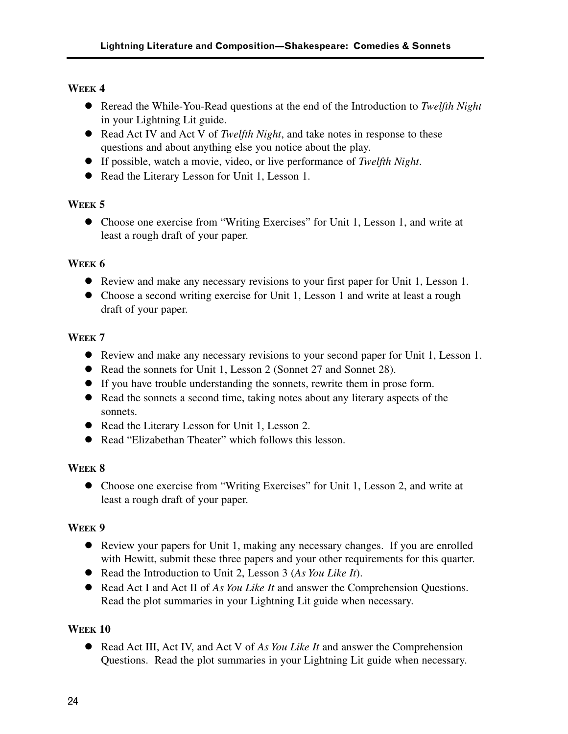### Week 4

- Reread the While-You-Read questions at the end of the Introduction to *Twelfth Night* in your Lightning Lit guide.
- Read Act IV and Act V of *Twelfth Night*, and take notes in response to these questions and about anything else you notice about the play.
- If possible, watch a movie, video, or live performance of *Twelfth Night*.
- Read the Literary Lesson for Unit 1, Lesson 1.

### Week 5

- Choose one exercise from "Writing Exercises" for Unit 1, Lesson 1, and write at least a rough draft of your paper.

### Week 6

- Review and make any necessary revisions to your first paper for Unit 1, Lesson 1.
- Choose a second writing exercise for Unit 1, Lesson 1 and write at least a rough draft of your paper.

### Week 7

- Review and make any necessary revisions to your second paper for Unit 1, Lesson 1.
- Read the sonnets for Unit 1, Lesson 2 (Sonnet 27 and Sonnet 28).
- If you have trouble understanding the sonnets, rewrite them in prose form.
- Read the sonnets a second time, taking notes about any literary aspects of the sonnets.
- Read the Literary Lesson for Unit 1, Lesson 2.
- Read "Elizabethan Theater" which follows this lesson.

### Week 8

- Choose one exercise from "Writing Exercises" for Unit 1, Lesson 2, and write at least a rough draft of your paper.

### Week 9

- Review your papers for Unit 1, making any necessary changes. If you are enrolled with Hewitt, submit these three papers and your other requirements for this quarter.
- Read the Introduction to Unit 2, Lesson 3 (*As You Like It*).
- Read Act I and Act II of *As You Like It* and answer the Comprehension Questions. Read the plot summaries in your Lightning Lit guide when necessary.

### Week 10

- Read Act III, Act IV, and Act V of *As You Like It* and answer the Comprehension Questions. Read the plot summaries in your Lightning Lit guide when necessary.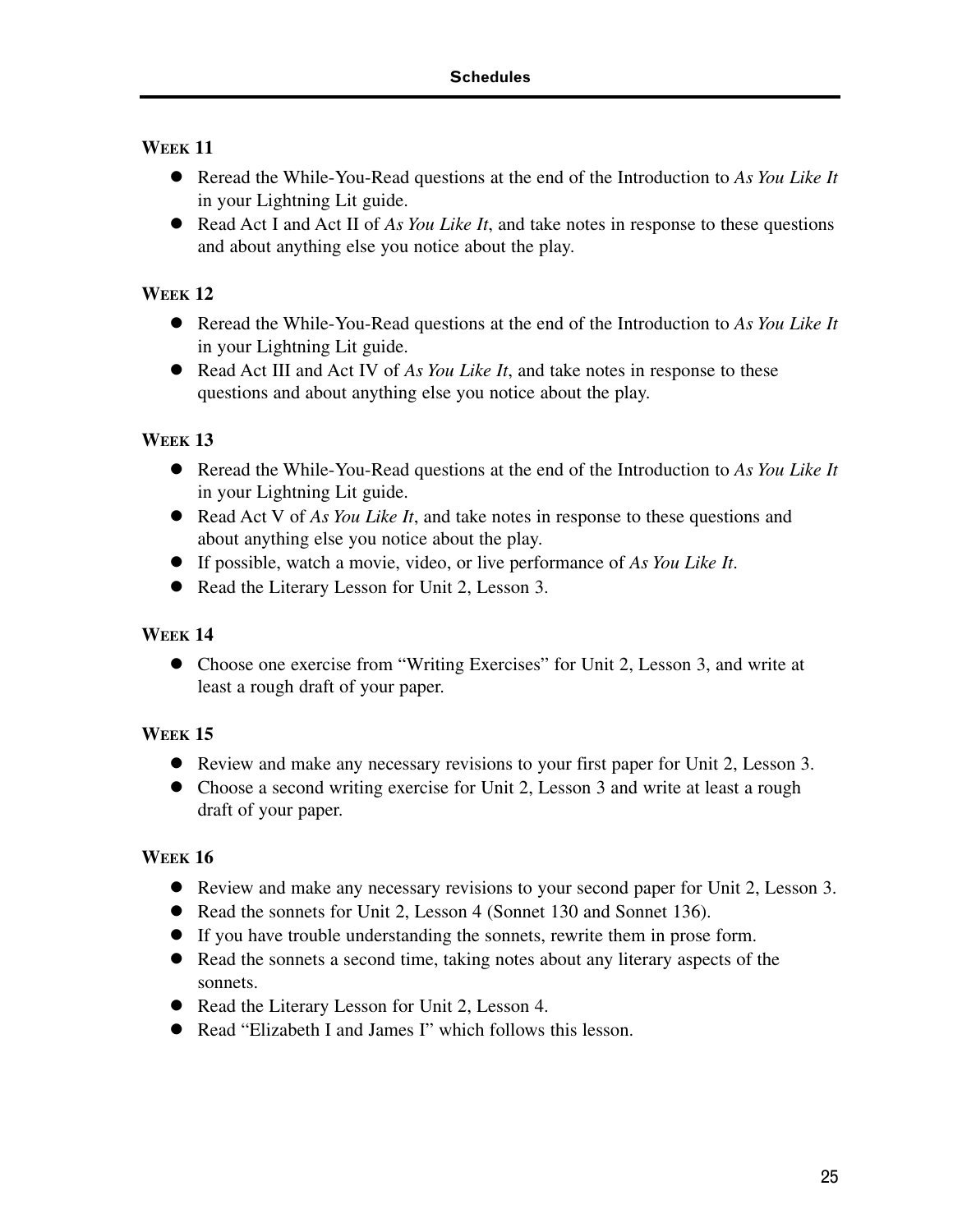### Week 11

- Reread the While-You-Read questions at the end of the Introduction to *As You Like It* in your Lightning Lit guide.
- Read Act I and Act II of *As You Like It*, and take notes in response to these questions and about anything else you notice about the play.

### Week 12

- Reread the While-You-Read questions at the end of the Introduction to *As You Like It* in your Lightning Lit guide.
- Read Act III and Act IV of *As You Like It*, and take notes in response to these questions and about anything else you notice about the play.

### Week 13

- Reread the While-You-Read questions at the end of the Introduction to *As You Like It* in your Lightning Lit guide.
- Read Act V of *As You Like It*, and take notes in response to these questions and about anything else you notice about the play.
- If possible, watch a movie, video, or live performance of *As You Like It*.
- Read the Literary Lesson for Unit 2, Lesson 3.

### Week 14

- Choose one exercise from "Writing Exercises" for Unit 2, Lesson 3, and write at least a rough draft of your paper.

### Week 15

- Review and make any necessary revisions to your first paper for Unit 2, Lesson 3.
- Choose a second writing exercise for Unit 2, Lesson 3 and write at least a rough draft of your paper.

### Week 16

- Review and make any necessary revisions to your second paper for Unit 2, Lesson 3.
- Read the sonnets for Unit 2, Lesson 4 (Sonnet 130 and Sonnet 136).
- If you have trouble understanding the sonnets, rewrite them in prose form.
- Read the sonnets a second time, taking notes about any literary aspects of the sonnets.
- Read the Literary Lesson for Unit 2, Lesson 4.
- Read "Elizabeth I and James I" which follows this lesson.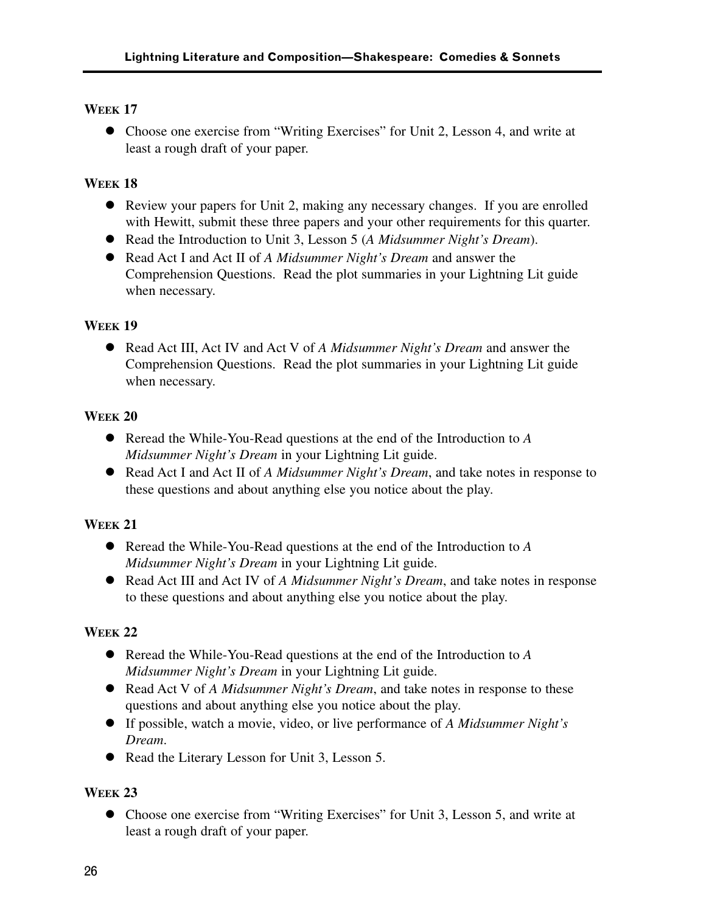### Week 17

- Choose one exercise from "Writing Exercises" for Unit 2, Lesson 4, and write at least a rough draft of your paper.

### Week 18

- Review your papers for Unit 2, making any necessary changes. If you are enrolled with Hewitt, submit these three papers and your other requirements for this quarter.
- Read the Introduction to Unit 3, Lesson 5 (*A Midsummer Night's Dream*).
- Read Act I and Act II of *A Midsummer Night's Dream* and answer the Comprehension Questions. Read the plot summaries in your Lightning Lit guide when necessary.

### Week 19

- Read Act III, Act IV and Act V of *A Midsummer Night's Dream* and answer the Comprehension Questions. Read the plot summaries in your Lightning Lit guide when necessary.

### Week 20

- Reread the While-You-Read questions at the end of the Introduction to *A Midsummer Night's Dream* in your Lightning Lit guide.
- Read Act I and Act II of *A Midsummer Night's Dream*, and take notes in response to these questions and about anything else you notice about the play.

### Week 21

- Reread the While-You-Read questions at the end of the Introduction to *A Midsummer Night's Dream* in your Lightning Lit guide.
- Read Act III and Act IV of *A Midsummer Night's Dream*, and take notes in response to these questions and about anything else you notice about the play.

### Week 22

- Reread the While-You-Read questions at the end of the Introduction to *A Midsummer Night's Dream* in your Lightning Lit guide.
- Read Act V of *A Midsummer Night's Dream*, and take notes in response to these questions and about anything else you notice about the play.
- If possible, watch a movie, video, or live performance of *A Midsummer Night's Dream*.
- Read the Literary Lesson for Unit 3, Lesson 5.

### Week 23

- Choose one exercise from "Writing Exercises" for Unit 3, Lesson 5, and write at least a rough draft of your paper.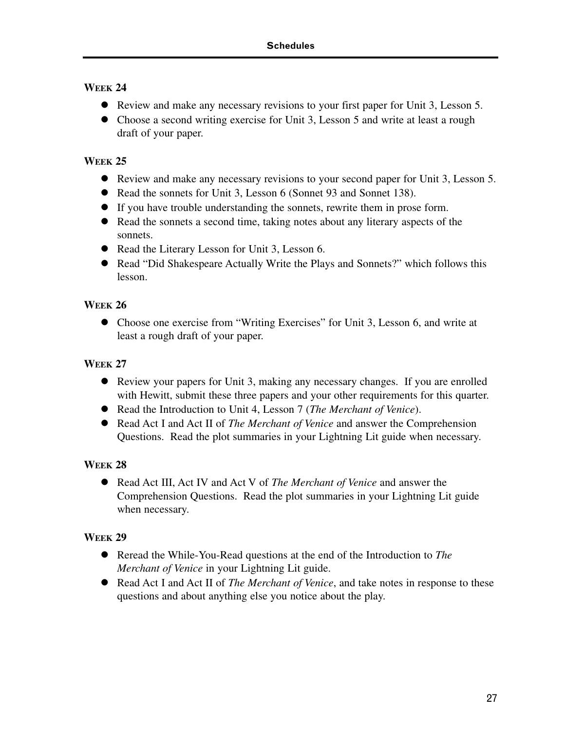### Week 24

- Review and make any necessary revisions to your first paper for Unit 3, Lesson 5.
- Choose a second writing exercise for Unit 3, Lesson 5 and write at least a rough draft of your paper.

### Week 25

- Review and make any necessary revisions to your second paper for Unit 3, Lesson 5.
- Read the sonnets for Unit 3, Lesson 6 (Sonnet 93 and Sonnet 138).
- If you have trouble understanding the sonnets, rewrite them in prose form.
- Read the sonnets a second time, taking notes about any literary aspects of the sonnets.
- Read the Literary Lesson for Unit 3, Lesson 6.
- Read "Did Shakespeare Actually Write the Plays and Sonnets?" which follows this lesson.

### Week 26

- Choose one exercise from "Writing Exercises" for Unit 3, Lesson 6, and write at least a rough draft of your paper.

### Week 27

- Review your papers for Unit 3, making any necessary changes. If you are enrolled with Hewitt, submit these three papers and your other requirements for this quarter.
- Read the Introduction to Unit 4, Lesson 7 (*The Merchant of Venice*).
- Read Act I and Act II of *The Merchant of Venice* and answer the Comprehension Questions. Read the plot summaries in your Lightning Lit guide when necessary.

### Week 28

- Read Act III, Act IV and Act V of *The Merchant of Venice* and answer the Comprehension Questions. Read the plot summaries in your Lightning Lit guide when necessary.

### Week 29

- Reread the While-You-Read questions at the end of the Introduction to *The Merchant of Venice* in your Lightning Lit guide.
- Read Act I and Act II of *The Merchant of Venice*, and take notes in response to these questions and about anything else you notice about the play.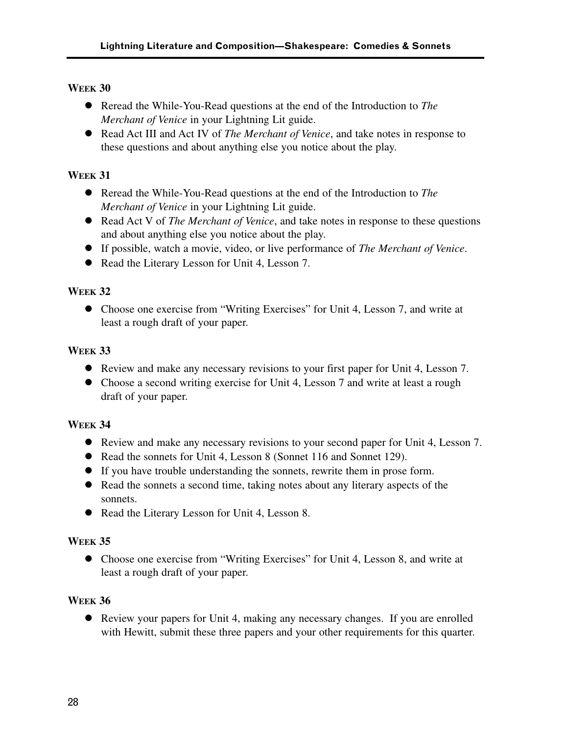### Week 30

- Reread the While-You-Read questions at the end of the Introduction to *The Merchant of Venice* in your Lightning Lit guide.
- Read Act III and Act IV of *The Merchant of Venice*, and take notes in response to these questions and about anything else you notice about the play.

### Week 31

- Reread the While-You-Read questions at the end of the Introduction to *The Merchant of Venice* in your Lightning Lit guide.
- Read Act V of *The Merchant of Venice*, and take notes in response to these questions and about anything else you notice about the play.
- If possible, watch a movie, video, or live performance of *The Merchant of Venice*.
- Read the Literary Lesson for Unit 4, Lesson 7.

### Week 32

- Choose one exercise from "Writing Exercises" for Unit 4, Lesson 7, and write at least a rough draft of your paper.

### Week 33

- Review and make any necessary revisions to your first paper for Unit 4, Lesson 7.
- Choose a second writing exercise for Unit 4, Lesson 7 and write at least a rough draft of your paper.

### Week 34

- Review and make any necessary revisions to your second paper for Unit 4, Lesson 7.
- Read the sonnets for Unit 4, Lesson 8 (Sonnet 116 and Sonnet 129).
- If you have trouble understanding the sonnets, rewrite them in prose form.
- Read the sonnets a second time, taking notes about any literary aspects of the sonnets.
- Read the Literary Lesson for Unit 4, Lesson 8.

### Week 35

- Choose one exercise from "Writing Exercises" for Unit 4, Lesson 8, and write at least a rough draft of your paper.

### Week 36

- Review your papers for Unit 4, making any necessary changes. If you are enrolled with Hewitt, submit these three papers and your other requirements for this quarter.